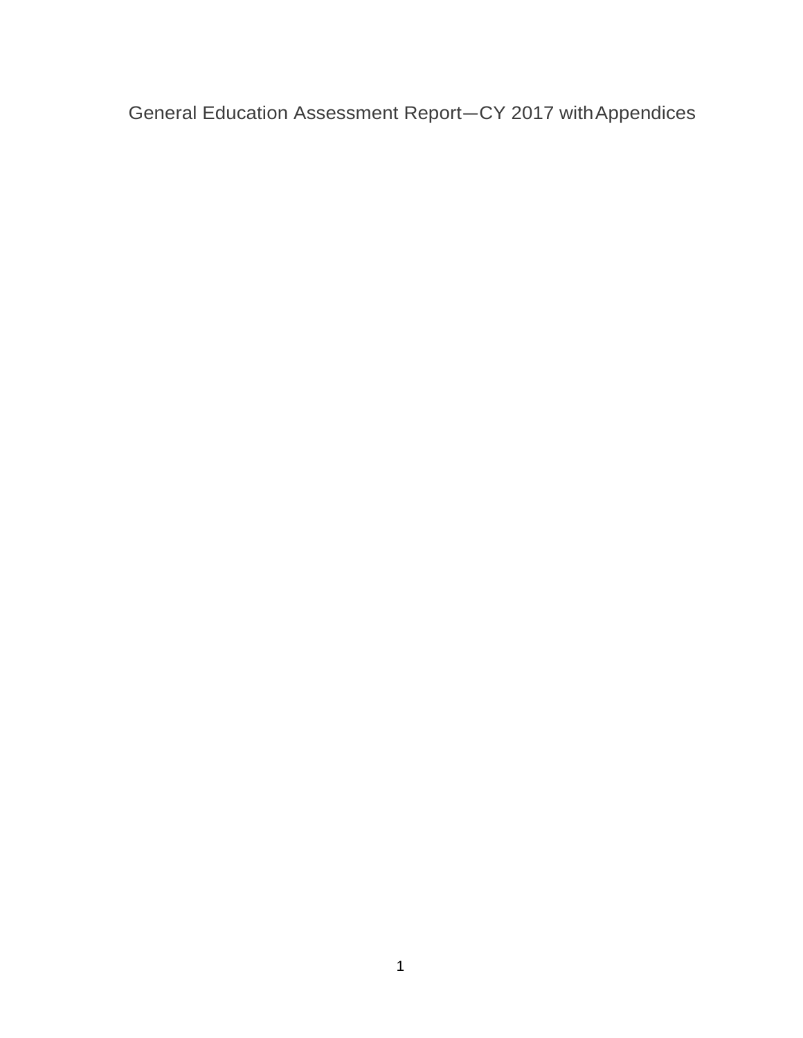# General Education Assessment Report—CY 2017 with Appendices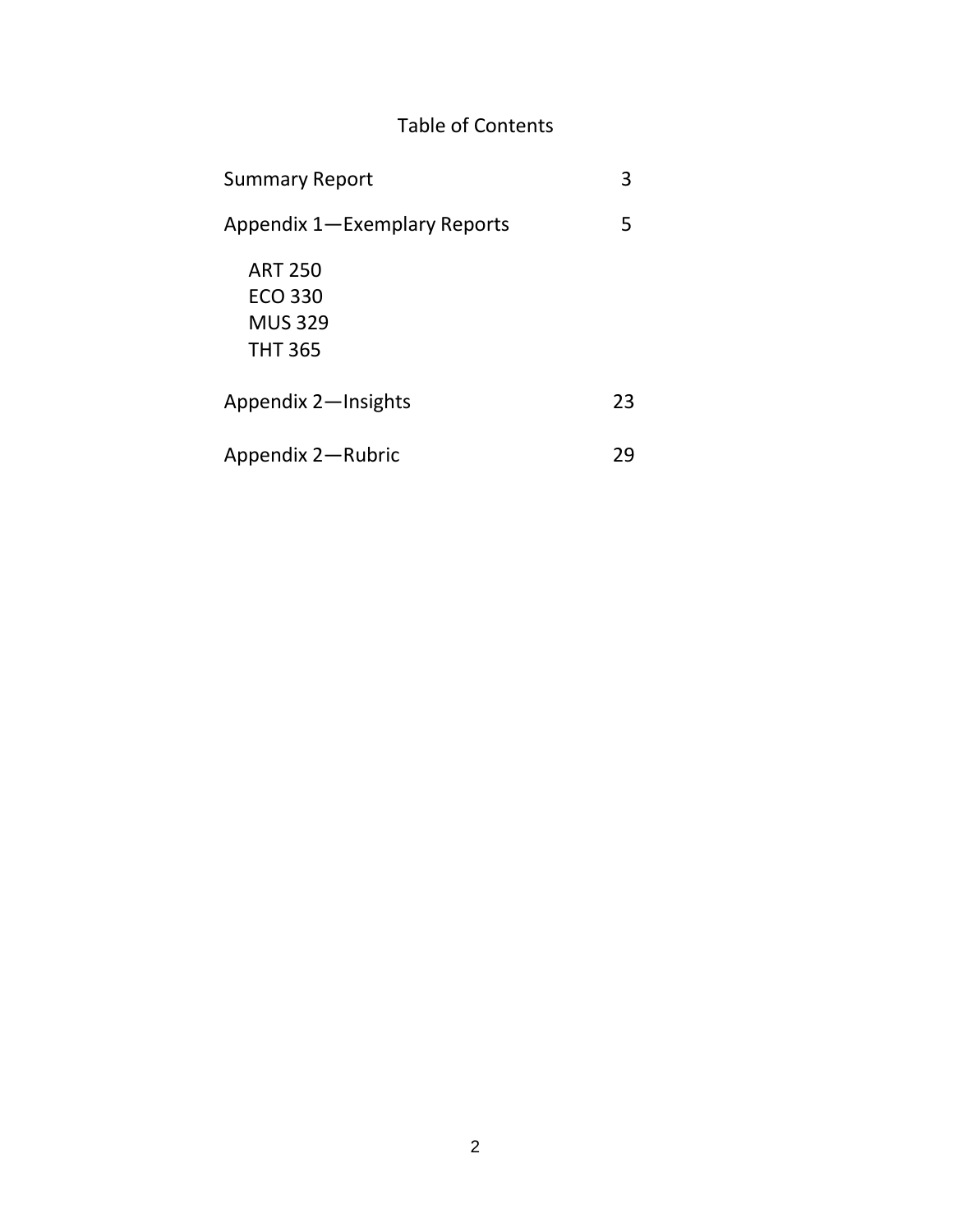# Table of Contents

| | |
|---|---|
| Summary Report | 3 |
| Appendix 1—Exemplary Reports | 5 |
| ART 250 | |
| ECO 330 | |
| MUS 329 | |
| THT 365 | |
| Appendix 2—Insights | 23 |
| Appendix 2—Rubric | 29 |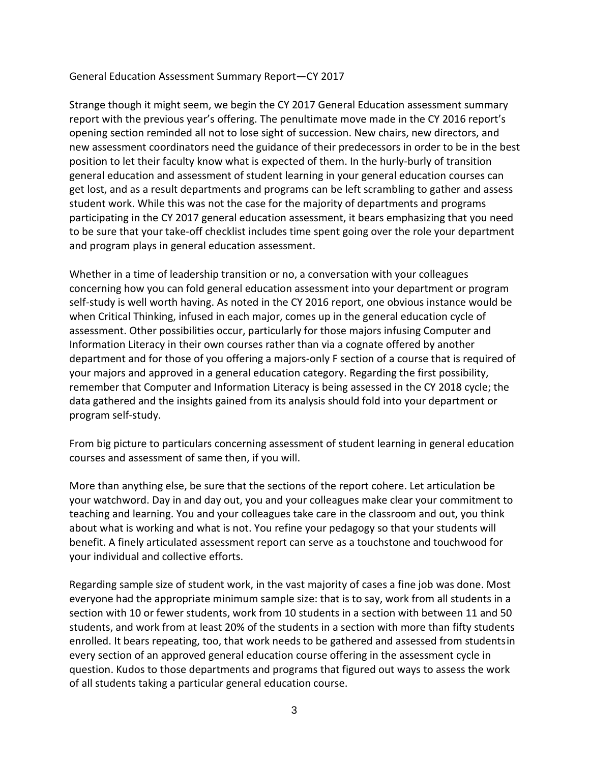General Education Assessment Summary Report—CY 2017

Strange though it might seem, we begin the CY 2017 General Education assessment summary report with the previous year's offering. The penultimate move made in the CY 2016 report's opening section reminded all not to lose sight of succession. New chairs, new directors, and new assessment coordinators need the guidance of their predecessors in order to be in the best position to let their faculty know what is expected of them. In the hurly-burly of transition general education and assessment of student learning in your general education courses can get lost, and as a result departments and programs can be left scrambling to gather and assess student work. While this was not the case for the majority of departments and programs participating in the CY 2017 general education assessment, it bears emphasizing that you need to be sure that your take-off checklist includes time spent going over the role your department and program plays in general education assessment.

Whether in a time of leadership transition or no, a conversation with your colleagues concerning how you can fold general education assessment into your department or program self-study is well worth having. As noted in the CY 2016 report, one obvious instance would be when Critical Thinking, infused in each major, comes up in the general education cycle of assessment. Other possibilities occur, particularly for those majors infusing Computer and Information Literacy in their own courses rather than via a cognate offered by another department and for those of you offering a majors-only F section of a course that is required of your majors and approved in a general education category. Regarding the first possibility, remember that Computer and Information Literacy is being assessed in the CY 2018 cycle; the data gathered and the insights gained from its analysis should fold into your department or program self-study.

From big picture to particulars concerning assessment of student learning in general education courses and assessment of same then, if you will.

More than anything else, be sure that the sections of the report cohere. Let articulation be your watchword. Day in and day out, you and your colleagues make clear your commitment to teaching and learning. You and your colleagues take care in the classroom and out, you think about what is working and what is not. You refine your pedagogy so that your students will benefit. A finely articulated assessment report can serve as a touchstone and touchwood for your individual and collective efforts.

Regarding sample size of student work, in the vast majority of cases a fine job was done. Most everyone had the appropriate minimum sample size: that is to say, work from all students in a section with 10 or fewer students, work from 10 students in a section with between 11 and 50 students, and work from at least 20% of the students in a section with more than fifty students enrolled. It bears repeating, too, that work needs to be gathered and assessed from students in every section of an approved general education course offering in the assessment cycle in question. Kudos to those departments and programs that figured out ways to assess the work of all students taking a particular general education course.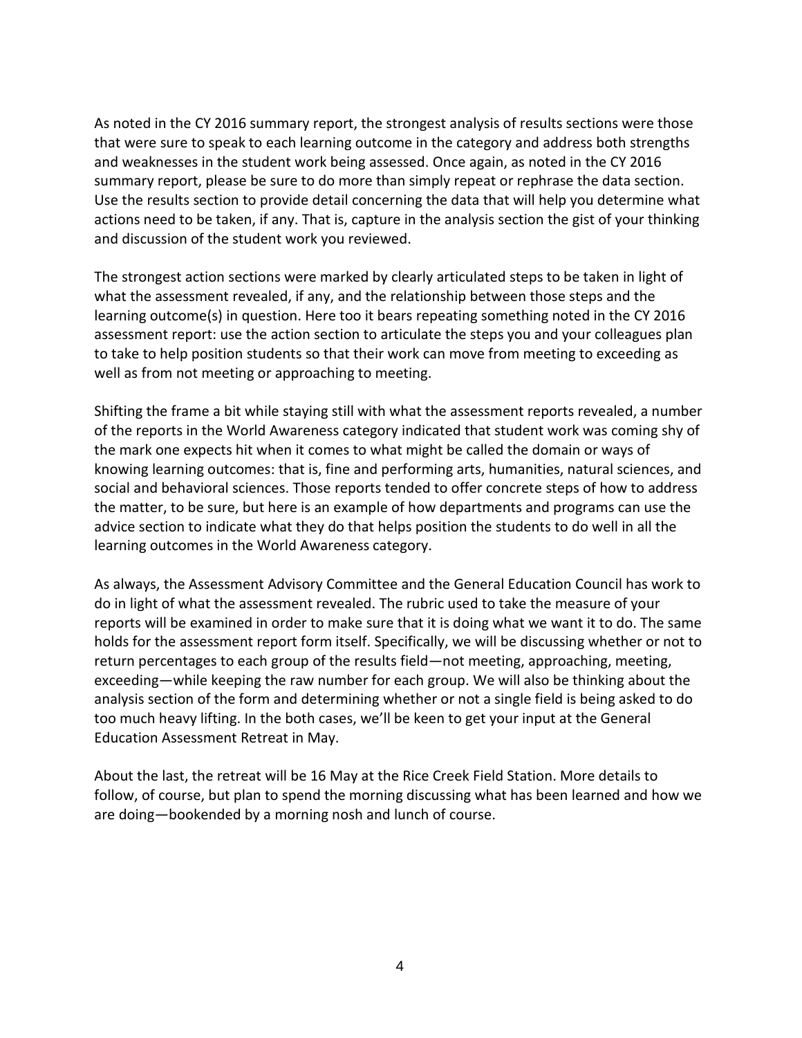As noted in the CY 2016 summary report, the strongest analysis of results sections were those that were sure to speak to each learning outcome in the category and address both strengths and weaknesses in the student work being assessed. Once again, as noted in the CY 2016 summary report, please be sure to do more than simply repeat or rephrase the data section. Use the results section to provide detail concerning the data that will help you determine what actions need to be taken, if any. That is, capture in the analysis section the gist of your thinking and discussion of the student work you reviewed.

The strongest action sections were marked by clearly articulated steps to be taken in light of what the assessment revealed, if any, and the relationship between those steps and the learning outcome(s) in question. Here too it bears repeating something noted in the CY 2016 assessment report: use the action section to articulate the steps you and your colleagues plan to take to help position students so that their work can move from meeting to exceeding as well as from not meeting or approaching to meeting.

Shifting the frame a bit while staying still with what the assessment reports revealed, a number of the reports in the World Awareness category indicated that student work was coming shy of the mark one expects hit when it comes to what might be called the domain or ways of knowing learning outcomes: that is, fine and performing arts, humanities, natural sciences, and social and behavioral sciences. Those reports tended to offer concrete steps of how to address the matter, to be sure, but here is an example of how departments and programs can use the advice section to indicate what they do that helps position the students to do well in all the learning outcomes in the World Awareness category.

As always, the Assessment Advisory Committee and the General Education Council has work to do in light of what the assessment revealed. The rubric used to take the measure of your reports will be examined in order to make sure that it is doing what we want it to do. The same holds for the assessment report form itself. Specifically, we will be discussing whether or not to return percentages to each group of the results field—not meeting, approaching, meeting, exceeding—while keeping the raw number for each group. We will also be thinking about the analysis section of the form and determining whether or not a single field is being asked to do too much heavy lifting. In the both cases, we'll be keen to get your input at the General Education Assessment Retreat in May.

About the last, the retreat will be 16 May at the Rice Creek Field Station. More details to follow, of course, but plan to spend the morning discussing what has been learned and how we are doing—bookended by a morning nosh and lunch of course.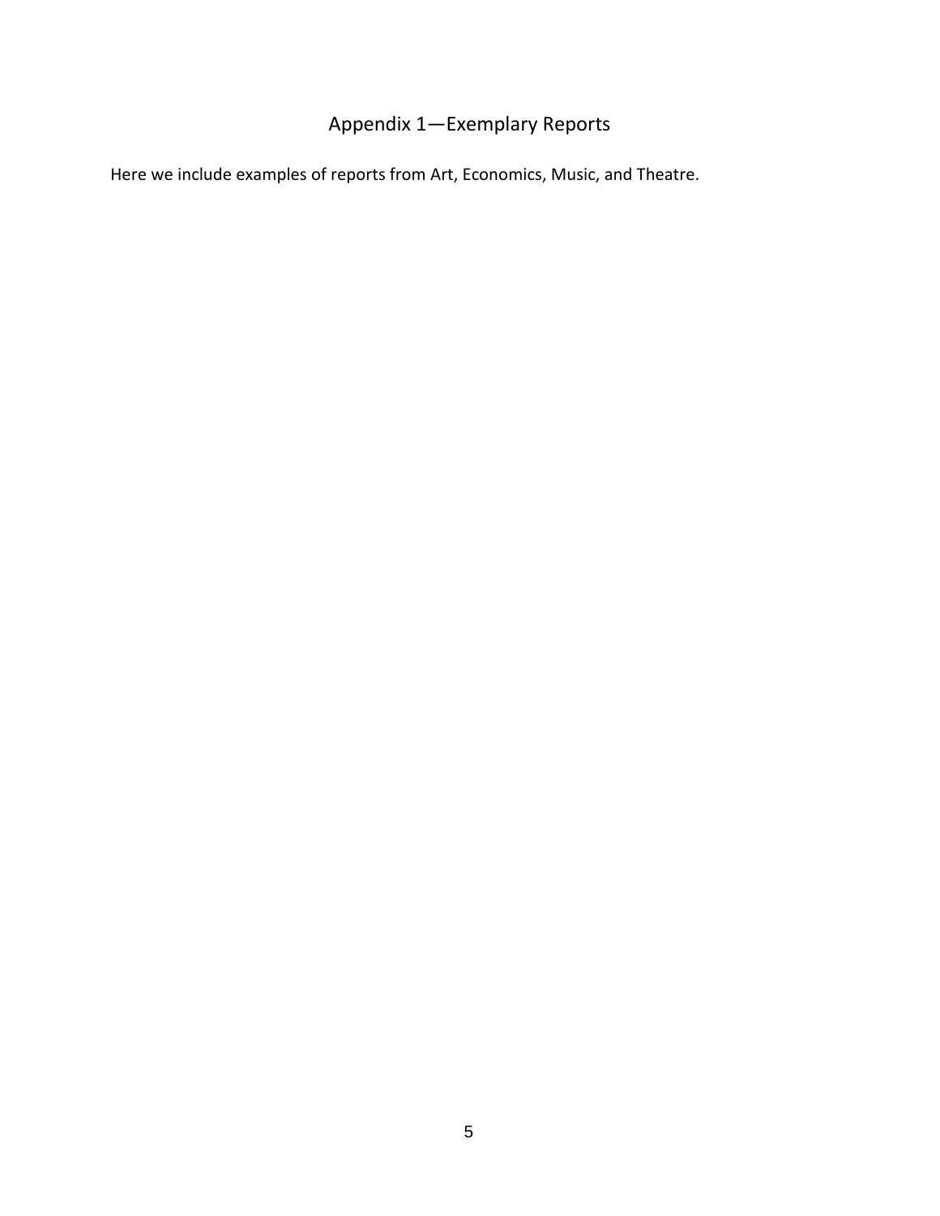# Appendix 1—Exemplary Reports

Here we include examples of reports from Art, Economics, Music, and Theatre.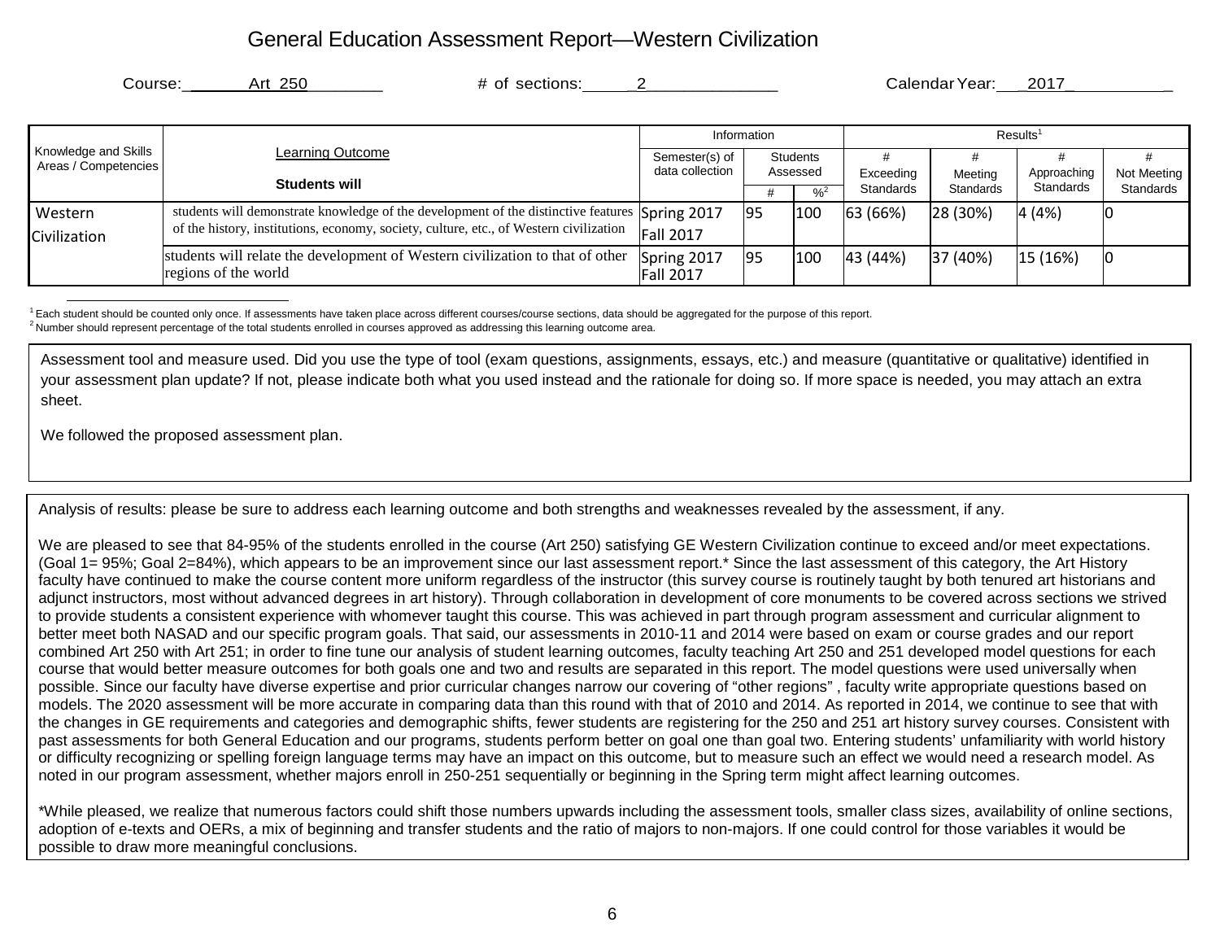# General Education Assessment Report—Western Civilization

Course: Art 250 # of sections: 2 Calendar Year: 2017

| Knowledge and Skills Areas / Competencies | Learning Outcome Students will | Information | | | Results[1] | | | |
|---|---|---|---|---|---|---|---|---|
| | | Semester(s) of data collection | Students Assessed | | # Exceeding Standards | # Meeting Standards | # Approaching Standards | # Not Meeting Standards |
| | | | # | %[2] | | | | |
| Western Civilization | students will demonstrate knowledge of the development of the distinctive features of the history, institutions, economy, society, culture, etc., of Western civilization | Spring 2017 Fall 2017 | 95 | 100 | 63 (66%) | 28 (30%) | 4 (4%) | 0 |
| | students will relate the development of Western civilization to that of other regions of the world | Spring 2017 Fall 2017 | 95 | 100 | 43 (44%) | 37 (40%) | 15 (16%) | 0 |

[1] Each student should be counted only once. If assessments have taken place across different courses/course sections, data should be aggregated for the purpose of this report.
[2] Number should represent percentage of the total students enrolled in courses approved as addressing this learning outcome area.

Assessment tool and measure used. Did you use the type of tool (exam questions, assignments, essays, etc.) and measure (quantitative or qualitative) identified in your assessment plan update? If not, please indicate both what you used instead and the rationale for doing so. If more space is needed, you may attach an extra sheet.

We followed the proposed assessment plan.

Analysis of results: please be sure to address each learning outcome and both strengths and weaknesses revealed by the assessment, if any.

We are pleased to see that 84-95% of the students enrolled in the course (Art 250) satisfying GE Western Civilization continue to exceed and/or meet expectations. (Goal 1= 95%; Goal 2=84%), which appears to be an improvement since our last assessment report.* Since the last assessment of this category, the Art History faculty have continued to make the course content more uniform regardless of the instructor (this survey course is routinely taught by both tenured art historians and adjunct instructors, most without advanced degrees in art history). Through collaboration in development of core monuments to be covered across sections we strived to provide students a consistent experience with whomever taught this course. This was achieved in part through program assessment and curricular alignment to better meet both NASAD and our specific program goals. That said, our assessments in 2010-11 and 2014 were based on exam or course grades and our report combined Art 250 with Art 251; in order to fine tune our analysis of student learning outcomes, faculty teaching Art 250 and 251 developed model questions for each course that would better measure outcomes for both goals one and two and results are separated in this report. The model questions were used universally when possible. Since our faculty have diverse expertise and prior curricular changes narrow our covering of "other regions" , faculty write appropriate questions based on models. The 2020 assessment will be more accurate in comparing data than this round with that of 2010 and 2014. As reported in 2014, we continue to see that with the changes in GE requirements and categories and demographic shifts, fewer students are registering for the 250 and 251 art history survey courses. Consistent with past assessments for both General Education and our programs, students perform better on goal one than goal two. Entering students' unfamiliarity with world history or difficulty recognizing or spelling foreign language terms may have an impact on this outcome, but to measure such an effect we would need a research model. As noted in our program assessment, whether majors enroll in 250-251 sequentially or beginning in the Spring term might affect learning outcomes.

*While pleased, we realize that numerous factors could shift those numbers upwards including the assessment tools, smaller class sizes, availability of online sections, adoption of e-texts and OERs, a mix of beginning and transfer students and the ratio of majors to non-majors. If one could control for those variables it would be possible to draw more meaningful conclusions.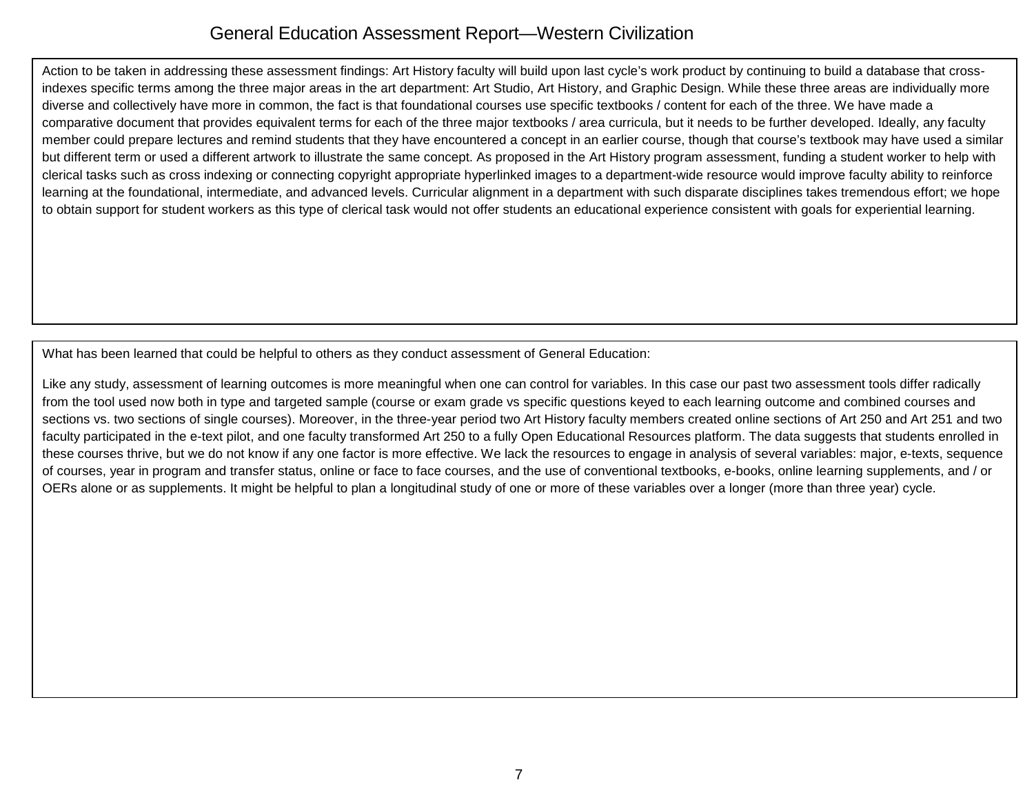# General Education Assessment Report—Western Civilization

Action to be taken in addressing these assessment findings: Art History faculty will build upon last cycle's work product by continuing to build a database that cross-indexes specific terms among the three major areas in the art department: Art Studio, Art History, and Graphic Design. While these three areas are individually more diverse and collectively have more in common, the fact is that foundational courses use specific textbooks / content for each of the three. We have made a comparative document that provides equivalent terms for each of the three major textbooks / area curricula, but it needs to be further developed. Ideally, any faculty member could prepare lectures and remind students that they have encountered a concept in an earlier course, though that course's textbook may have used a similar but different term or used a different artwork to illustrate the same concept. As proposed in the Art History program assessment, funding a student worker to help with clerical tasks such as cross indexing or connecting copyright appropriate hyperlinked images to a department-wide resource would improve faculty ability to reinforce learning at the foundational, intermediate, and advanced levels. Curricular alignment in a department with such disparate disciplines takes tremendous effort; we hope to obtain support for student workers as this type of clerical task would not offer students an educational experience consistent with goals for experiential learning.

What has been learned that could be helpful to others as they conduct assessment of General Education:

Like any study, assessment of learning outcomes is more meaningful when one can control for variables. In this case our past two assessment tools differ radically from the tool used now both in type and targeted sample (course or exam grade vs specific questions keyed to each learning outcome and combined courses and sections vs. two sections of single courses). Moreover, in the three-year period two Art History faculty members created online sections of Art 250 and Art 251 and two faculty participated in the e-text pilot, and one faculty transformed Art 250 to a fully Open Educational Resources platform. The data suggests that students enrolled in these courses thrive, but we do not know if any one factor is more effective. We lack the resources to engage in analysis of several variables: major, e-texts, sequence of courses, year in program and transfer status, online or face to face courses, and the use of conventional textbooks, e-books, online learning supplements, and / or OERs alone or as supplements. It might be helpful to plan a longitudinal study of one or more of these variables over a longer (more than three year) cycle.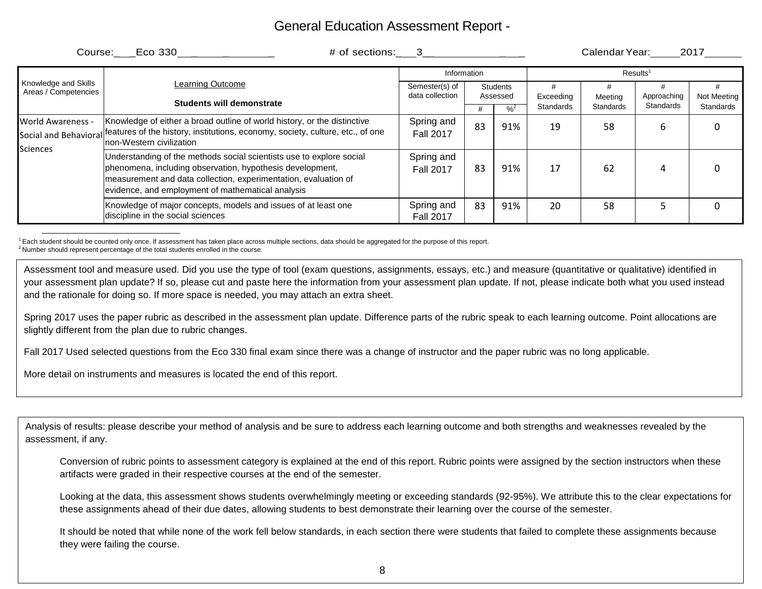# General Education Assessment Report -

Course:\_\_\_Eco 330\_\_\_\_\_\_\_\_\_\_\_\_\_\_ # of sections:\_\_\_3\_\_\_\_\_\_\_\_\_\_\_\_\_\_ Calendar Year:\_\_\_\_\_2017\_\_\_\_\_\_

| Knowledge and Skills Areas / Competencies | Learning Outcome<br><br>**Students will demonstrate** | Information | | | Results[1] | | | |
|---|---|---|---|---|---|---|---|---|
| | | Semester(s) of data collection | Students Assessed | | # Exceeding Standards | # Meeting Standards | # Approaching Standards | # Not Meeting Standards |
| | | | # | %[2] | | | | |
| World Awareness - Social and Behavioral Sciences | Knowledge of either a broad outline of world history, or the distinctive features of the history, institutions, economy, society, culture, etc., of one non-Western civilization | Spring and Fall 2017 | 83 | 91% | 19 | 58 | 6 | 0 |
| | Understanding of the methods social scientists use to explore social phenomena, including observation, hypothesis development, measurement and data collection, experimentation, evaluation of evidence, and employment of mathematical analysis | Spring and Fall 2017 | 83 | 91% | 17 | 62 | 4 | 0 |
| | Knowledge of major concepts, models and issues of at least one discipline in the social sciences | Spring and Fall 2017 | 83 | 91% | 20 | 58 | 5 | 0 |

[1] Each student should be counted only once. If assessment has taken place across multiple sections, data should be aggregated for the purpose of this report.
[2] Number should represent percentage of the total students enrolled in the course.

Assessment tool and measure used. Did you use the type of tool (exam questions, assignments, essays, etc.) and measure (quantitative or qualitative) identified in your assessment plan update? If so, please cut and paste here the information from your assessment plan update. If not, please indicate both what you used instead and the rationale for doing so. If more space is needed, you may attach an extra sheet.

Spring 2017 uses the paper rubric as described in the assessment plan update. Difference parts of the rubric speak to each learning outcome. Point allocations are slightly different from the plan due to rubric changes.

Fall 2017 Used selected questions from the Eco 330 final exam since there was a change of instructor and the paper rubric was no long applicable.

More detail on instruments and measures is located the end of this report.

Analysis of results: please describe your method of analysis and be sure to address each learning outcome and both strengths and weaknesses revealed by the assessment, if any.

Conversion of rubric points to assessment category is explained at the end of this report. Rubric points were assigned by the section instructors when these artifacts were graded in their respective courses at the end of the semester.

Looking at the data, this assessment shows students overwhelmingly meeting or exceeding standards (92-95%). We attribute this to the clear expectations for these assignments ahead of their due dates, allowing students to best demonstrate their learning over the course of the semester.

It should be noted that while none of the work fell below standards, in each section there were students that failed to complete these assignments because they were failing the course.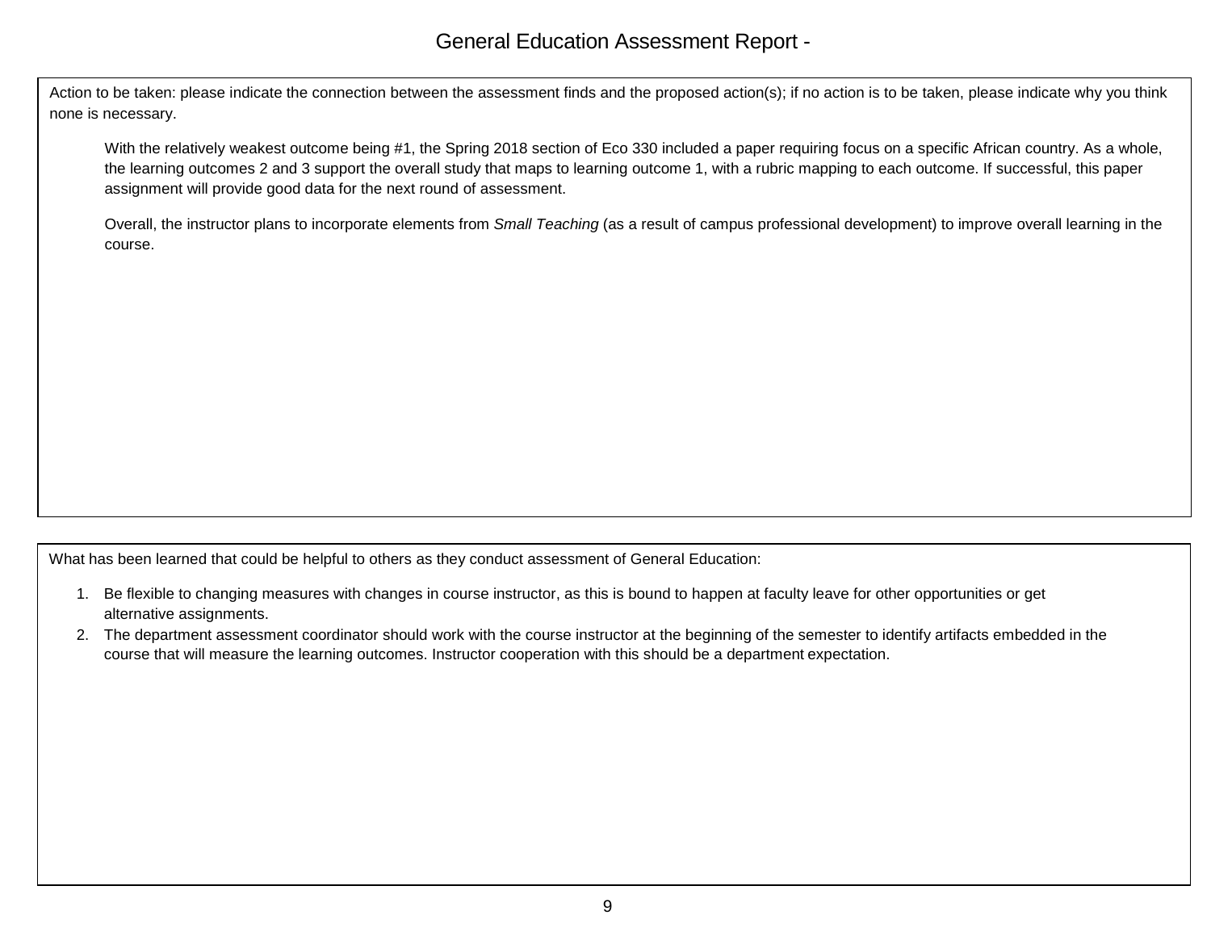# General Education Assessment Report -

Action to be taken: please indicate the connection between the assessment finds and the proposed action(s); if no action is to be taken, please indicate why you think none is necessary.

With the relatively weakest outcome being #1, the Spring 2018 section of Eco 330 included a paper requiring focus on a specific African country. As a whole, the learning outcomes 2 and 3 support the overall study that maps to learning outcome 1, with a rubric mapping to each outcome. If successful, this paper assignment will provide good data for the next round of assessment.

Overall, the instructor plans to incorporate elements from *Small Teaching* (as a result of campus professional development) to improve overall learning in the course.

What has been learned that could be helpful to others as they conduct assessment of General Education:

1. Be flexible to changing measures with changes in course instructor, as this is bound to happen at faculty leave for other opportunities or get alternative assignments.
2. The department assessment coordinator should work with the course instructor at the beginning of the semester to identify artifacts embedded in the course that will measure the learning outcomes. Instructor cooperation with this should be a department expectation.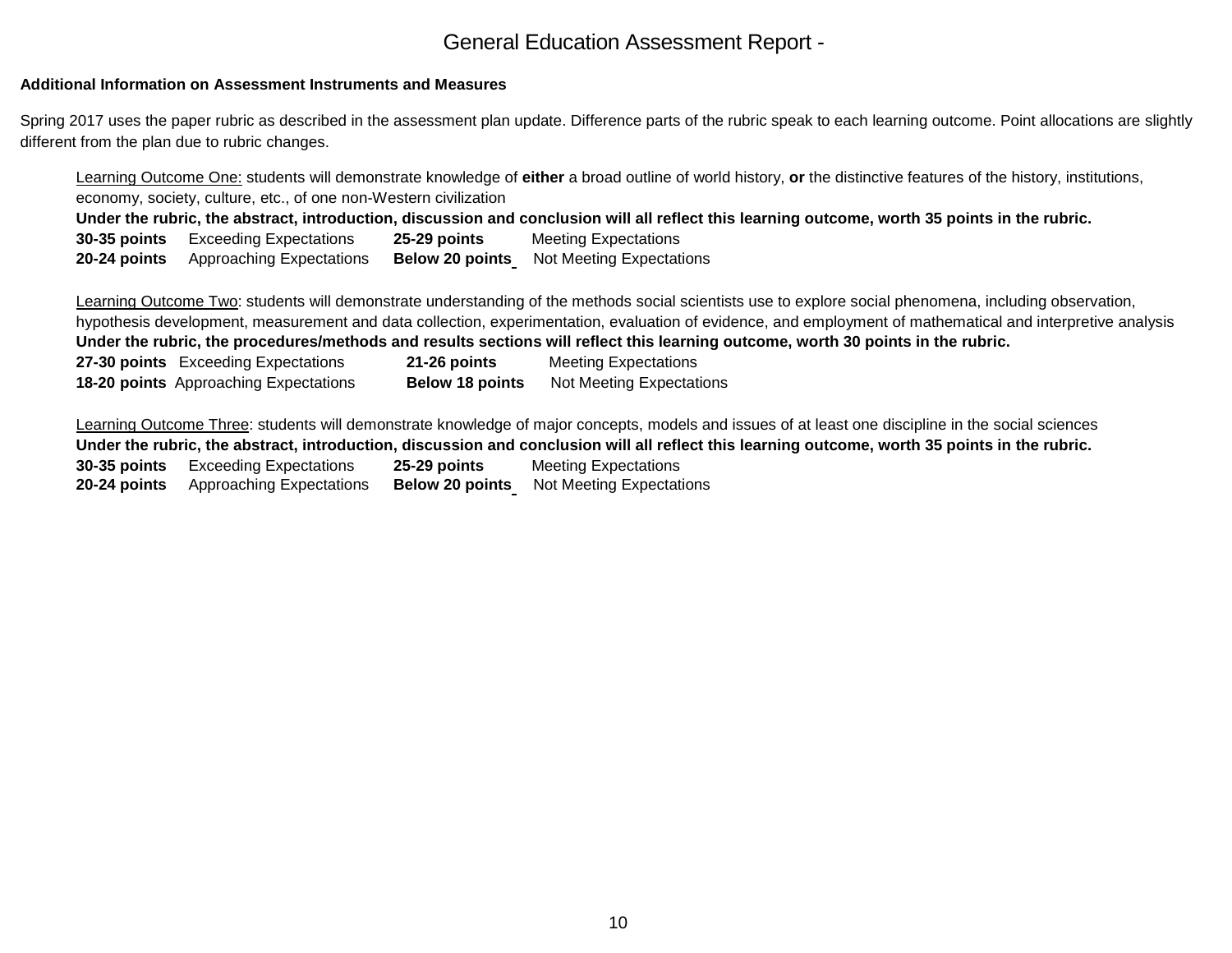# General Education Assessment Report -

**Additional Information on Assessment Instruments and Measures**

Spring 2017 uses the paper rubric as described in the assessment plan update. Difference parts of the rubric speak to each learning outcome. Point allocations are slightly different from the plan due to rubric changes.

Learning Outcome One: students will demonstrate knowledge of **either** a broad outline of world history, **or** the distinctive features of the history, institutions, economy, society, culture, etc., of one non-Western civilization

**Under the rubric, the abstract, introduction, discussion and conclusion will all reflect this learning outcome, worth 35 points in the rubric.**

**30-35 points** Exceeding Expectations **25-29 points** Meeting Expectations

**20-24 points** Approaching Expectations **Below 20 points** Not Meeting Expectations

Learning Outcome Two: students will demonstrate understanding of the methods social scientists use to explore social phenomena, including observation, hypothesis development, measurement and data collection, experimentation, evaluation of evidence, and employment of mathematical and interpretive analysis

**Under the rubric, the procedures/methods and results sections will reflect this learning outcome, worth 30 points in the rubric.**

**27-30 points** Exceeding Expectations **21-26 points** Meeting Expectations

**18-20 points** Approaching Expectations **Below 18 points** Not Meeting Expectations

Learning Outcome Three: students will demonstrate knowledge of major concepts, models and issues of at least one discipline in the social sciences

**Under the rubric, the abstract, introduction, discussion and conclusion will all reflect this learning outcome, worth 35 points in the rubric.**

**30-35 points** Exceeding Expectations **25-29 points** Meeting Expectations

**20-24 points** Approaching Expectations **Below 20 points** Not Meeting Expectations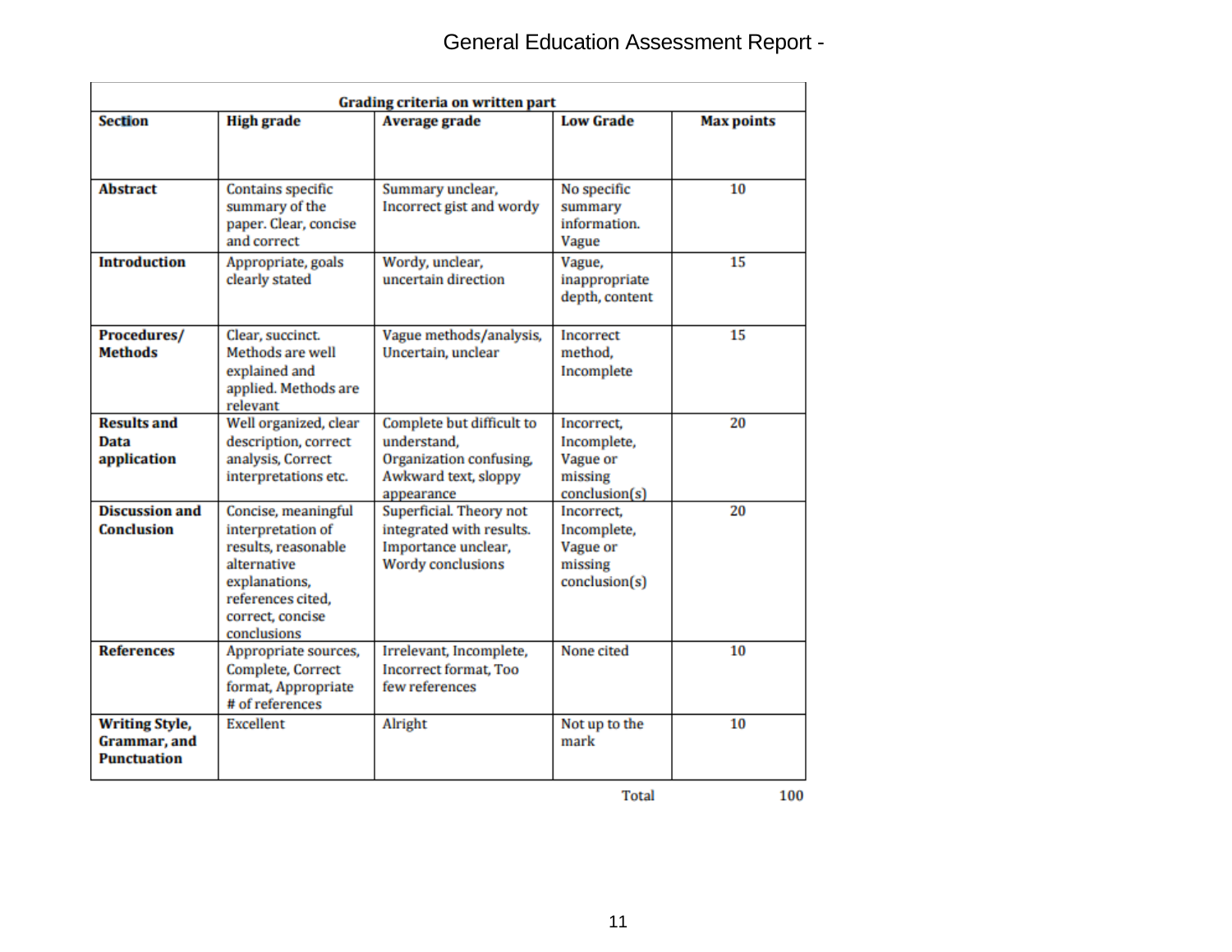| Grading criteria on written part | | | | |
|---|---|---|---|---|
| **Section** | **High grade** | **Average grade** | **Low Grade** | **Max points** |
| **Abstract** | Contains specific summary of the paper. Clear, concise and correct | Summary unclear, Incorrect gist and wordy | No specific summary information. Vague | 10 |
| **Introduction** | Appropriate, goals clearly stated | Wordy, unclear, uncertain direction | Vague, inappropriate depth, content | 15 |
| **Procedures/ Methods** | Clear, succinct. Methods are well explained and applied. Methods are relevant | Vague methods/analysis, Uncertain, unclear | Incorrect method, Incomplete | 15 |
| **Results and Data application** | Well organized, clear description, correct analysis, Correct interpretations etc. | Complete but difficult to understand, Organization confusing, Awkward text, sloppy appearance | Incorrect, Incomplete, Vague or missing conclusion(s) | 20 |
| **Discussion and Conclusion** | Concise, meaningful interpretation of results, reasonable alternative explanations, references cited, correct, concise conclusions | Superficial. Theory not integrated with results. Importance unclear, Wordy conclusions | Incorrect, Incomplete, Vague or missing conclusion(s) | 20 |
| **References** | Appropriate sources, Complete, Correct format, Appropriate # of references | Irrelevant, Incomplete, Incorrect format, Too few references | None cited | 10 |
| **Writing Style, Grammar, and Punctuation** | Excellent | Alright | Not up to the mark | 10 |
| | | | Total | 100 |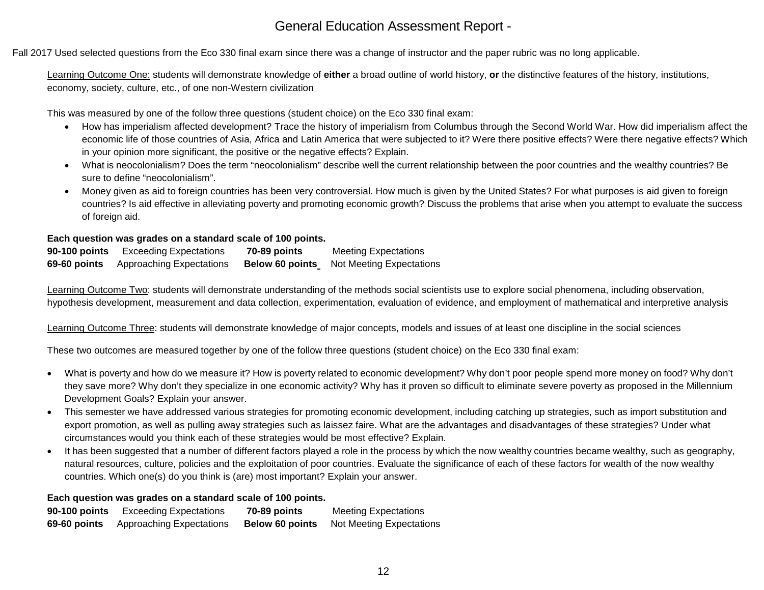# General Education Assessment Report -

Fall 2017 Used selected questions from the Eco 330 final exam since there was a change of instructor and the paper rubric was no long applicable.

Learning Outcome One: students will demonstrate knowledge of **either** a broad outline of world history, **or** the distinctive features of the history, institutions, economy, society, culture, etc., of one non-Western civilization

This was measured by one of the follow three questions (student choice) on the Eco 330 final exam:

- How has imperialism affected development? Trace the history of imperialism from Columbus through the Second World War. How did imperialism affect the economic life of those countries of Asia, Africa and Latin America that were subjected to it? Were there positive effects? Were there negative effects? Which in your opinion more significant, the positive or the negative effects? Explain.
- What is neocolonialism? Does the term "neocolonialism" describe well the current relationship between the poor countries and the wealthy countries? Be sure to define "neocolonialism".
- Money given as aid to foreign countries has been very controversial. How much is given by the United States? For what purposes is aid given to foreign countries? Is aid effective in alleviating poverty and promoting economic growth? Discuss the problems that arise when you attempt to evaluate the success of foreign aid.

**Each question was grades on a standard scale of 100 points.**

**90-100 points** Exceeding Expectations **70-89 points** Meeting Expectations
**69-60 points** Approaching Expectations **Below 60 points** Not Meeting Expectations

Learning Outcome Two: students will demonstrate understanding of the methods social scientists use to explore social phenomena, including observation, hypothesis development, measurement and data collection, experimentation, evaluation of evidence, and employment of mathematical and interpretive analysis

Learning Outcome Three: students will demonstrate knowledge of major concepts, models and issues of at least one discipline in the social sciences

These two outcomes are measured together by one of the follow three questions (student choice) on the Eco 330 final exam:

- What is poverty and how do we measure it? How is poverty related to economic development? Why don't poor people spend more money on food? Why don't they save more? Why don't they specialize in one economic activity? Why has it proven so difficult to eliminate severe poverty as proposed in the Millennium Development Goals? Explain your answer.
- This semester we have addressed various strategies for promoting economic development, including catching up strategies, such as import substitution and export promotion, as well as pulling away strategies such as laissez faire. What are the advantages and disadvantages of these strategies? Under what circumstances would you think each of these strategies would be most effective? Explain.
- It has been suggested that a number of different factors played a role in the process by which the now wealthy countries became wealthy, such as geography, natural resources, culture, policies and the exploitation of poor countries. Evaluate the significance of each of these factors for wealth of the now wealthy countries. Which one(s) do you think is (are) most important? Explain your answer.

**Each question was grades on a standard scale of 100 points.**

**90-100 points** Exceeding Expectations **70-89 points** Meeting Expectations
**69-60 points** Approaching Expectations **Below 60 points** Not Meeting Expectations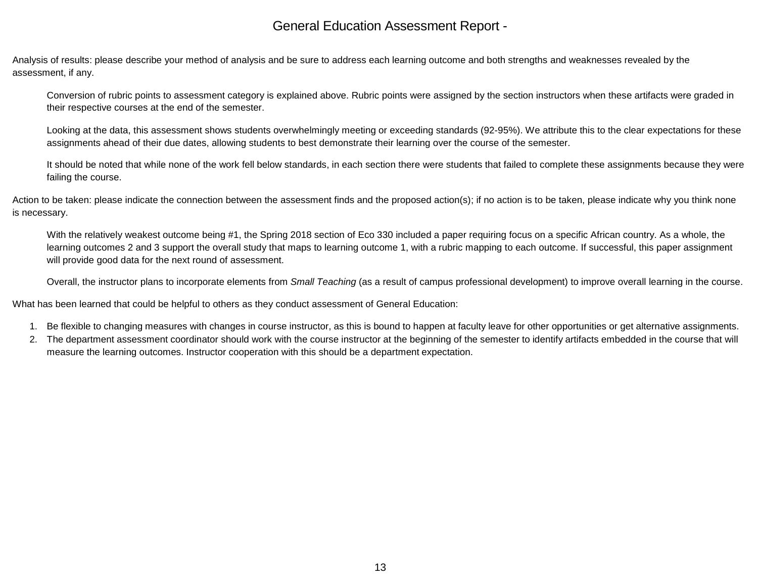# General Education Assessment Report -

Analysis of results: please describe your method of analysis and be sure to address each learning outcome and both strengths and weaknesses revealed by the assessment, if any.

Conversion of rubric points to assessment category is explained above. Rubric points were assigned by the section instructors when these artifacts were graded in their respective courses at the end of the semester.

Looking at the data, this assessment shows students overwhelmingly meeting or exceeding standards (92-95%). We attribute this to the clear expectations for these assignments ahead of their due dates, allowing students to best demonstrate their learning over the course of the semester.

It should be noted that while none of the work fell below standards, in each section there were students that failed to complete these assignments because they were failing the course.

Action to be taken: please indicate the connection between the assessment finds and the proposed action(s); if no action is to be taken, please indicate why you think none is necessary.

With the relatively weakest outcome being #1, the Spring 2018 section of Eco 330 included a paper requiring focus on a specific African country. As a whole, the learning outcomes 2 and 3 support the overall study that maps to learning outcome 1, with a rubric mapping to each outcome. If successful, this paper assignment will provide good data for the next round of assessment.

Overall, the instructor plans to incorporate elements from *Small Teaching* (as a result of campus professional development) to improve overall learning in the course.

What has been learned that could be helpful to others as they conduct assessment of General Education:

1. Be flexible to changing measures with changes in course instructor, as this is bound to happen at faculty leave for other opportunities or get alternative assignments.
2. The department assessment coordinator should work with the course instructor at the beginning of the semester to identify artifacts embedded in the course that will measure the learning outcomes. Instructor cooperation with this should be a department expectation.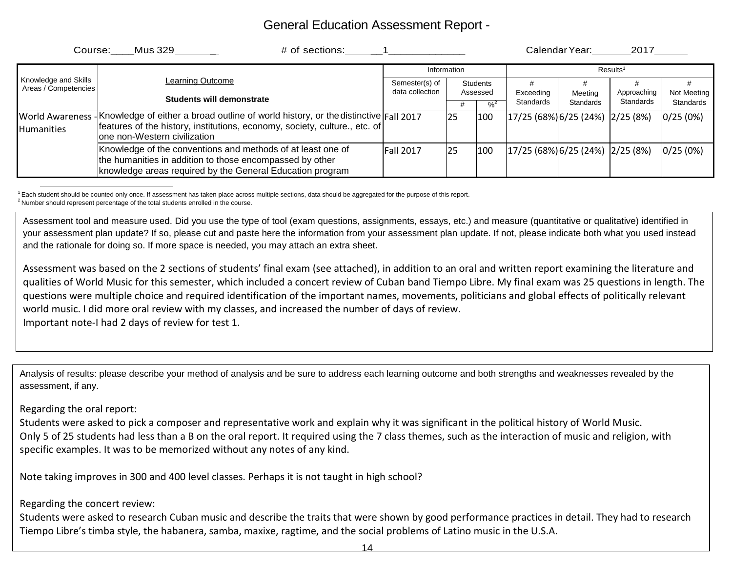# General Education Assessment Report -

Course:\_\_\_\_Mus 329\_\_\_\_\_\_\_ # of sections:\_\_\_\_\_\_1\_\_\_\_\_\_\_\_\_\_\_\_\_ Calendar Year:\_\_\_\_\_\_\_2017\_\_\_\_\_\_

| Knowledge and Skills Areas / Competencies | Learning Outcome<br><br>**Students will demonstrate** | Information | | | Results[1] | | | |
|---|---|---|---|---|---|---|---|---|
| | | Semester(s) of data collection | Students Assessed | | # Exceeding Standards | # Meeting Standards | # Approaching Standards | # Not Meeting Standards |
| | | | # | %[2] | | | | |
| World Awareness - Humanities | Knowledge of either a broad outline of world history, or the distinctive features of the history, institutions, economy, society, culture., etc. of one non-Western civilization | Fall 2017 | 25 | 100 | 17/25 (68%) | 6/25 (24%) | 2/25 (8%) | 0/25 (0%) |
| | Knowledge of the conventions and methods of at least one of the humanities in addition to those encompassed by other knowledge areas required by the General Education program | Fall 2017 | 25 | 100 | 17/25 (68%) | 6/25 (24%) | 2/25 (8%) | 0/25 (0%) |

[1] Each student should be counted only once. If assessment has taken place across multiple sections, data should be aggregated for the purpose of this report.
[2] Number should represent percentage of the total students enrolled in the course.

Assessment tool and measure used. Did you use the type of tool (exam questions, assignments, essays, etc.) and measure (quantitative or qualitative) identified in your assessment plan update? If so, please cut and paste here the information from your assessment plan update. If not, please indicate both what you used instead and the rationale for doing so. If more space is needed, you may attach an extra sheet.

Assessment was based on the 2 sections of students' final exam (see attached), in addition to an oral and written report examining the literature and qualities of World Music for this semester, which included a concert review of Cuban band Tiempo Libre. My final exam was 25 questions in length. The questions were multiple choice and required identification of the important names, movements, politicians and global effects of politically relevant world music. I did more oral review with my classes, and increased the number of days of review.
Important note-I had 2 days of review for test 1.

Analysis of results: please describe your method of analysis and be sure to address each learning outcome and both strengths and weaknesses revealed by the assessment, if any.

Regarding the oral report:
Students were asked to pick a composer and representative work and explain why it was significant in the political history of World Music.
Only 5 of 25 students had less than a B on the oral report. It required using the 7 class themes, such as the interaction of music and religion, with specific examples. It was to be memorized without any notes of any kind.

Note taking improves in 300 and 400 level classes. Perhaps it is not taught in high school?

Regarding the concert review:
Students were asked to research Cuban music and describe the traits that were shown by good performance practices in detail. They had to research Tiempo Libre's timba style, the habanera, samba, maxixe, ragtime, and the social problems of Latino music in the U.S.A.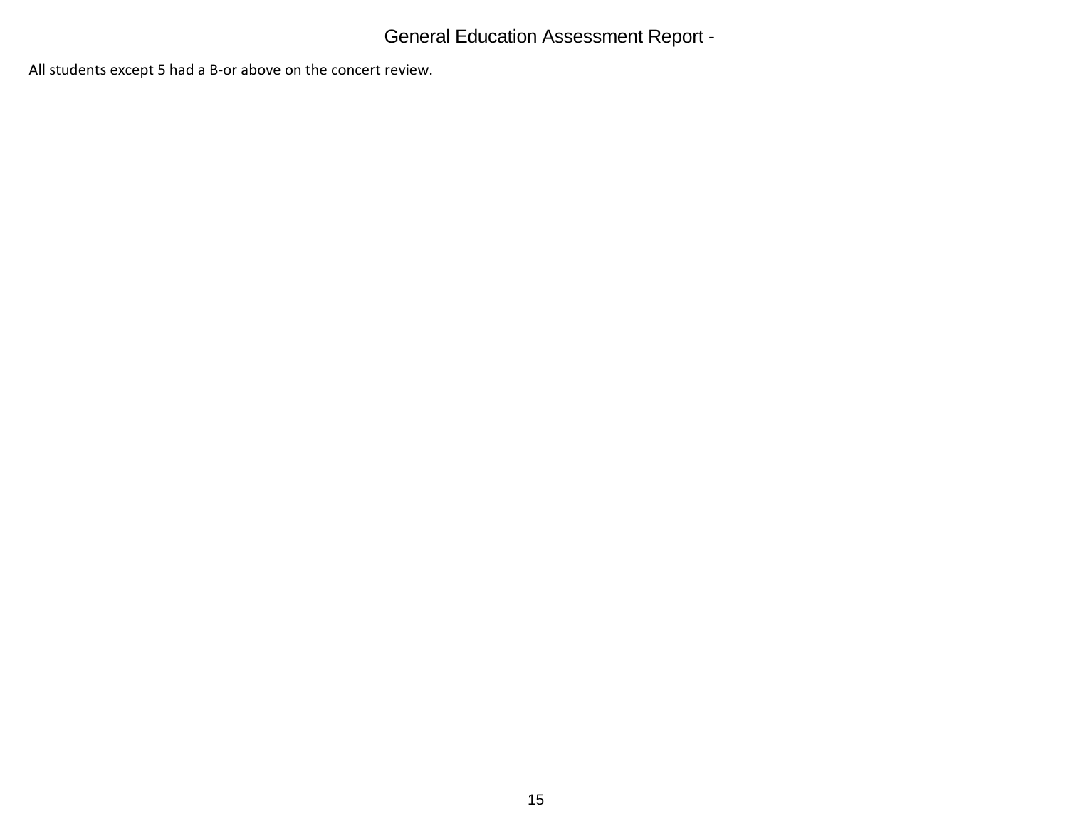All students except 5 had a B-or above on the concert review.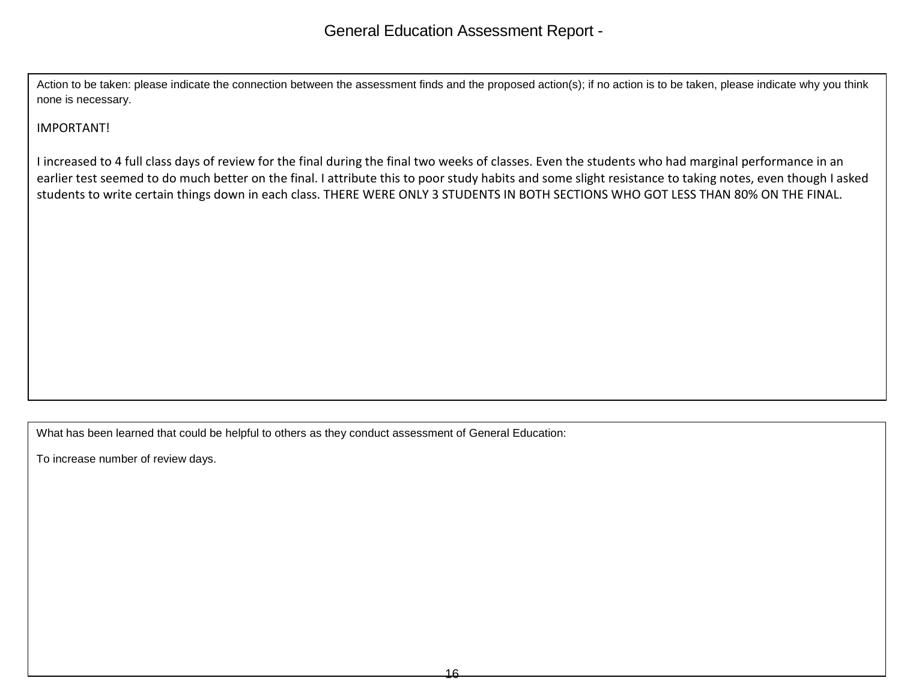# General Education Assessment Report -

Action to be taken: please indicate the connection between the assessment finds and the proposed action(s); if no action is to be taken, please indicate why you think none is necessary.

IMPORTANT!

I increased to 4 full class days of review for the final during the final two weeks of classes. Even the students who had marginal performance in an earlier test seemed to do much better on the final. I attribute this to poor study habits and some slight resistance to taking notes, even though I asked students to write certain things down in each class. THERE WERE ONLY 3 STUDENTS IN BOTH SECTIONS WHO GOT LESS THAN 80% ON THE FINAL.

What has been learned that could be helpful to others as they conduct assessment of General Education:

To increase number of review days.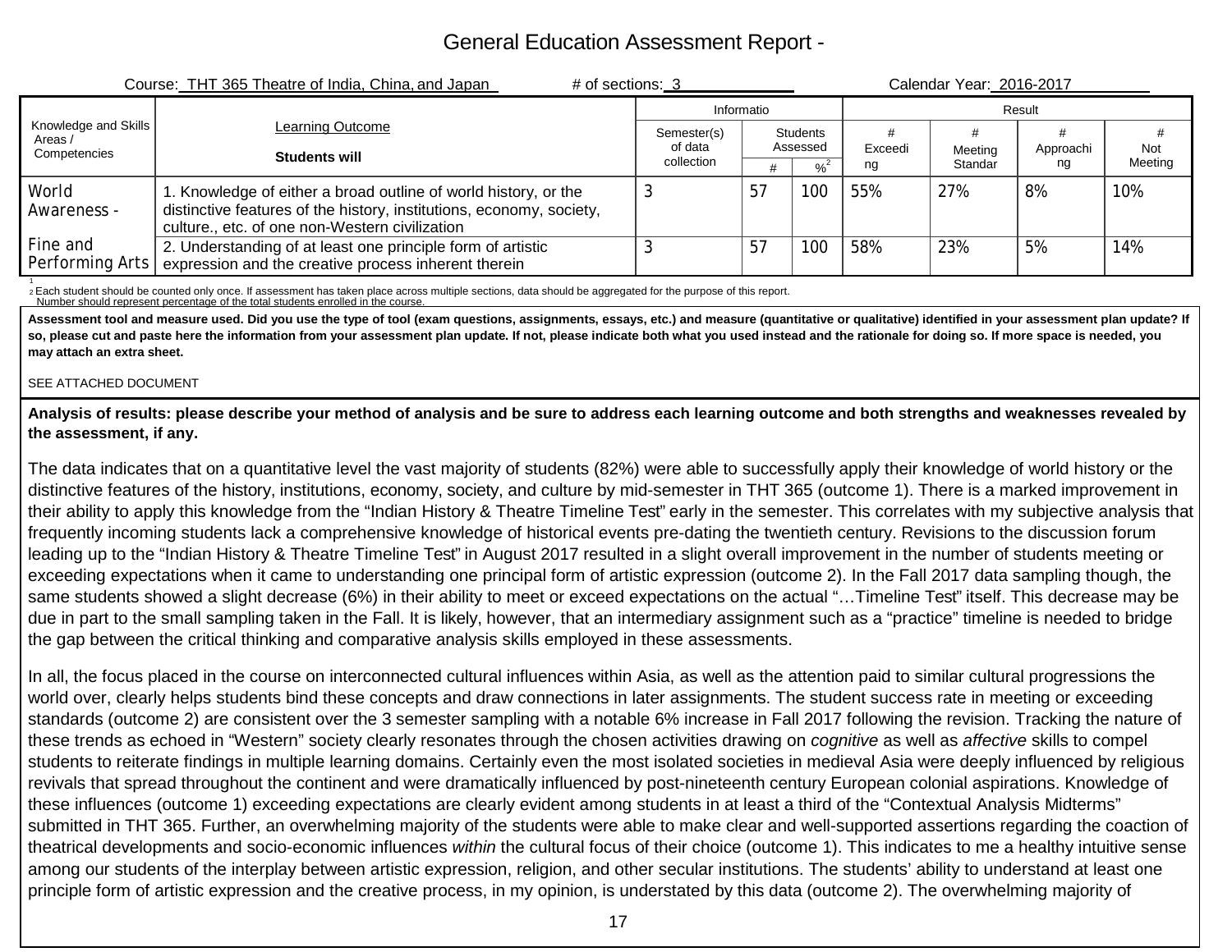# General Education Assessment Report -

Course: THT 365 Theatre of India, China, and Japan     # of sections: 3     Calendar Year: 2016-2017

| Knowledge and Skills Areas / Competencies | Learning Outcome<br>**Students will** | Informatio | | | Result | | | |
|---|---|---|---|---|---|---|---|---|
| | | Semester(s) of data collection | Students Assessed | | # Exceedi ng | # Meeting Standar | # Approachi ng | # Not Meeting |
| | | | # | %[2] | | | | |
| World Awareness - | 1. Knowledge of either a broad outline of world history, or the distinctive features of the history, institutions, economy, society, culture., etc. of one non-Western civilization | 3 | 57 | 100 | 55% | 27% | 8% | 10% |
| Fine and Performing Arts | 2. Understanding of at least one principle form of artistic expression and the creative process inherent therein | 3 | 57 | 100 | 58% | 23% | 5% | 14% |

[1] Each student should be counted only once. If assessment has taken place across multiple sections, data should be aggregated for the purpose of this report.
[2] Number should represent percentage of the total students enrolled in the course.

**Assessment tool and measure used. Did you use the type of tool (exam questions, assignments, essays, etc.) and measure (quantitative or qualitative) identified in your assessment plan update? If so, please cut and paste here the information from your assessment plan update. If not, please indicate both what you used instead and the rationale for doing so. If more space is needed, you may attach an extra sheet.**

SEE ATTACHED DOCUMENT

**Analysis of results: please describe your method of analysis and be sure to address each learning outcome and both strengths and weaknesses revealed by the assessment, if any.**

The data indicates that on a quantitative level the vast majority of students (82%) were able to successfully apply their knowledge of world history or the distinctive features of the history, institutions, economy, society, and culture by mid-semester in THT 365 (outcome 1). There is a marked improvement in their ability to apply this knowledge from the "Indian History & Theatre Timeline Test" early in the semester. This correlates with my subjective analysis that frequently incoming students lack a comprehensive knowledge of historical events pre-dating the twentieth century. Revisions to the discussion forum leading up to the "Indian History & Theatre Timeline Test" in August 2017 resulted in a slight overall improvement in the number of students meeting or exceeding expectations when it came to understanding one principal form of artistic expression (outcome 2). In the Fall 2017 data sampling though, the same students showed a slight decrease (6%) in their ability to meet or exceed expectations on the actual "…Timeline Test" itself. This decrease may be due in part to the small sampling taken in the Fall. It is likely, however, that an intermediary assignment such as a "practice" timeline is needed to bridge the gap between the critical thinking and comparative analysis skills employed in these assessments.

In all, the focus placed in the course on interconnected cultural influences within Asia, as well as the attention paid to similar cultural progressions the world over, clearly helps students bind these concepts and draw connections in later assignments. The student success rate in meeting or exceeding standards (outcome 2) are consistent over the 3 semester sampling with a notable 6% increase in Fall 2017 following the revision. Tracking the nature of these trends as echoed in "Western" society clearly resonates through the chosen activities drawing on *cognitive* as well as *affective* skills to compel students to reiterate findings in multiple learning domains. Certainly even the most isolated societies in medieval Asia were deeply influenced by religious revivals that spread throughout the continent and were dramatically influenced by post-nineteenth century European colonial aspirations. Knowledge of these influences (outcome 1) exceeding expectations are clearly evident among students in at least a third of the "Contextual Analysis Midterms" submitted in THT 365. Further, an overwhelming majority of the students were able to make clear and well-supported assertions regarding the coaction of theatrical developments and socio-economic influences *within* the cultural focus of their choice (outcome 1). This indicates to me a healthy intuitive sense among our students of the interplay between artistic expression, religion, and other secular institutions. The students' ability to understand at least one principle form of artistic expression and the creative process, in my opinion, is understated by this data (outcome 2). The overwhelming majority of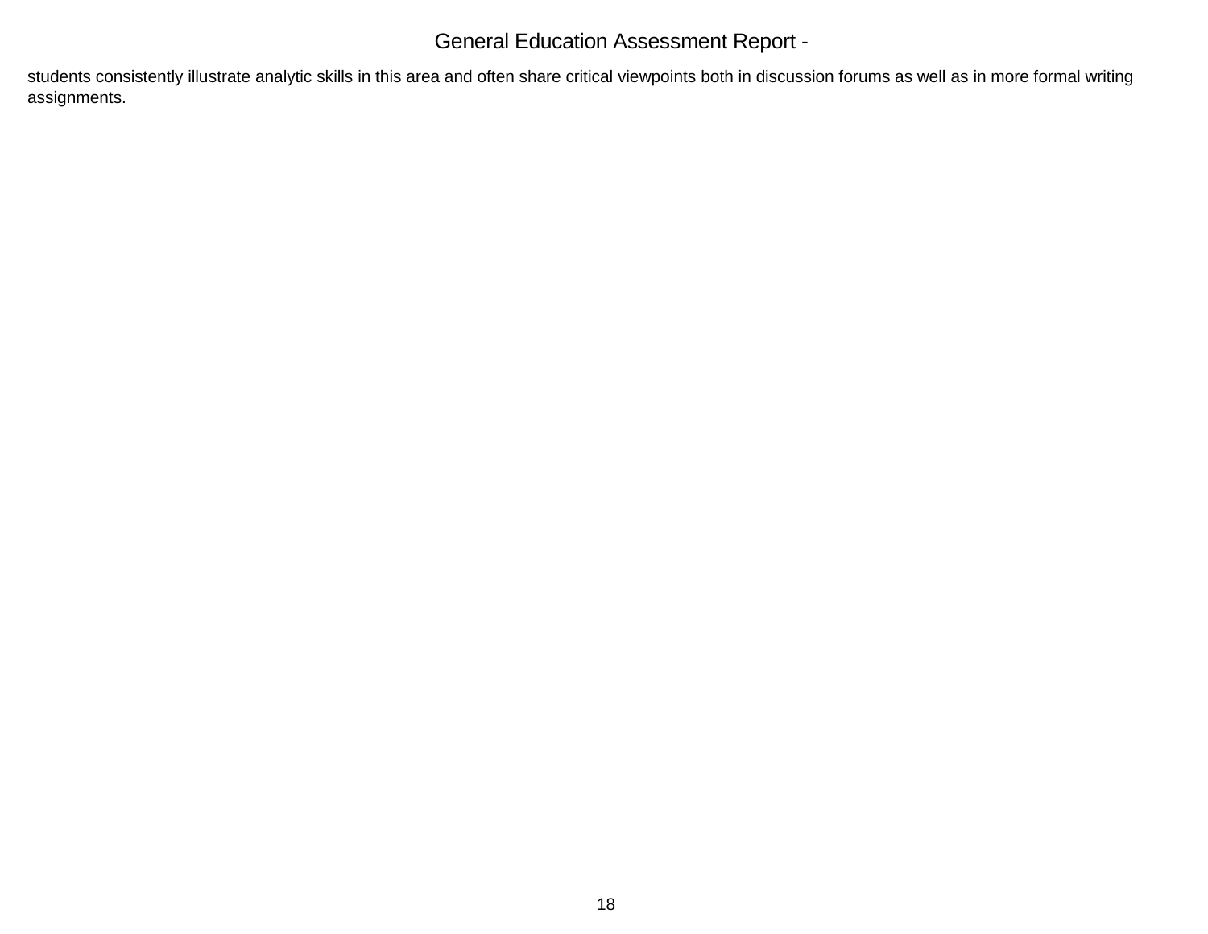students consistently illustrate analytic skills in this area and often share critical viewpoints both in discussion forums as well as in more formal writing assignments.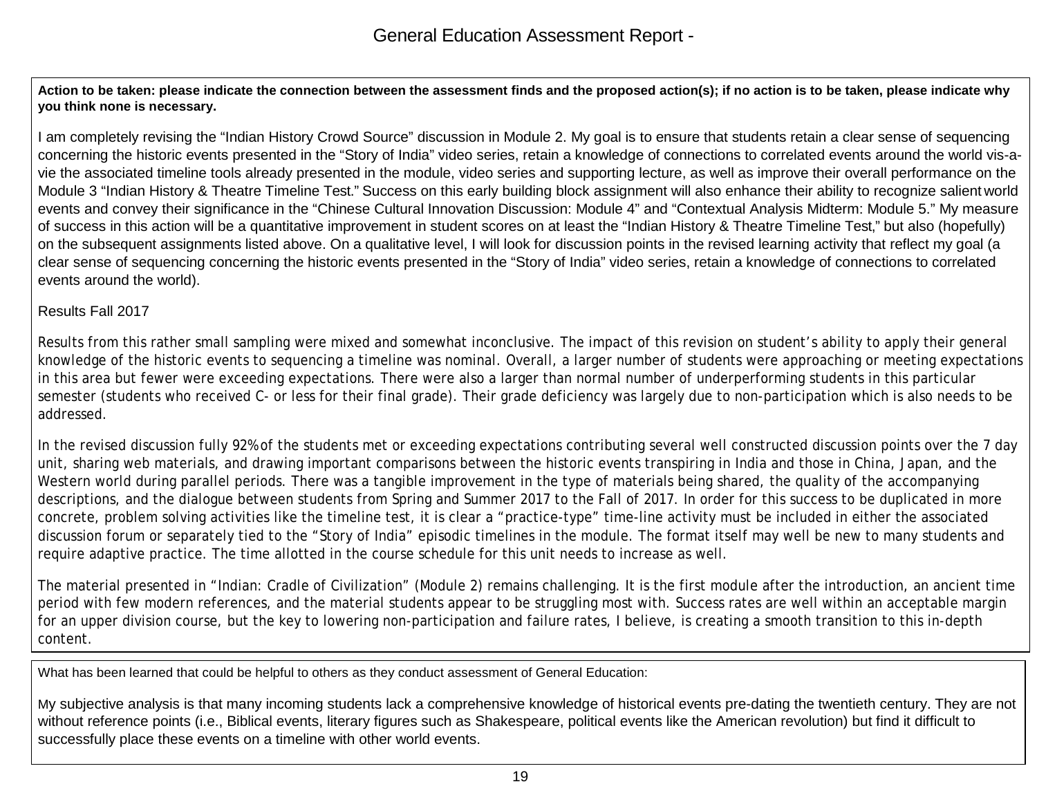# General Education Assessment Report -

**Action to be taken: please indicate the connection between the assessment finds and the proposed action(s); if no action is to be taken, please indicate why you think none is necessary.**

I am completely revising the "Indian History Crowd Source" discussion in Module 2. My goal is to ensure that students retain a clear sense of sequencing concerning the historic events presented in the "Story of India" video series, retain a knowledge of connections to correlated events around the world vis-a-vie the associated timeline tools already presented in the module, video series and supporting lecture, as well as improve their overall performance on the Module 3 "Indian History & Theatre Timeline Test." Success on this early building block assignment will also enhance their ability to recognize salient world events and convey their significance in the "Chinese Cultural Innovation Discussion: Module 4" and "Contextual Analysis Midterm: Module 5." My measure of success in this action will be a quantitative improvement in student scores on at least the "Indian History & Theatre Timeline Test," but also (hopefully) on the subsequent assignments listed above. On a qualitative level, I will look for discussion points in the revised learning activity that reflect my goal (a clear sense of sequencing concerning the historic events presented in the "Story of India" video series, retain a knowledge of connections to correlated events around the world).

Results Fall 2017

Results from this rather small sampling were mixed and somewhat inconclusive. The impact of this revision on student's ability to apply their general knowledge of the historic events to sequencing a timeline was nominal. Overall, a larger number of students were approaching or meeting expectations in this area but fewer were exceeding expectations. There were also a larger than normal number of underperforming students in this particular semester (students who received C- or less for their final grade). Their grade deficiency was largely due to non-participation which is also needs to be addressed.

In the revised discussion fully 92% of the students met or exceeding expectations contributing several well constructed discussion points over the 7 day unit, sharing web materials, and drawing important comparisons between the historic events transpiring in India and those in China, Japan, and the Western world during parallel periods. There was a tangible improvement in the type of materials being shared, the quality of the accompanying descriptions, and the dialogue between students from Spring and Summer 2017 to the Fall of 2017. In order for this success to be duplicated in more concrete, problem solving activities like the timeline test, it is clear a "practice-type" time-line activity must be included in either the associated discussion forum or separately tied to the "Story of India" episodic timelines in the module. The format itself may well be new to many students and require adaptive practice. The time allotted in the course schedule for this unit needs to increase as well.

The material presented in "Indian: Cradle of Civilization" (Module 2) remains challenging. It is the first module after the introduction, an ancient time period with few modern references, and the material students appear to be struggling most with. Success rates are well within an acceptable margin for an upper division course, but the key to lowering non-participation and failure rates, I believe, is creating a smooth transition to this in-depth content.

What has been learned that could be helpful to others as they conduct assessment of General Education:

My subjective analysis is that many incoming students lack a comprehensive knowledge of historical events pre-dating the twentieth century. They are not without reference points (i.e., Biblical events, literary figures such as Shakespeare, political events like the American revolution) but find it difficult to successfully place these events on a timeline with other world events.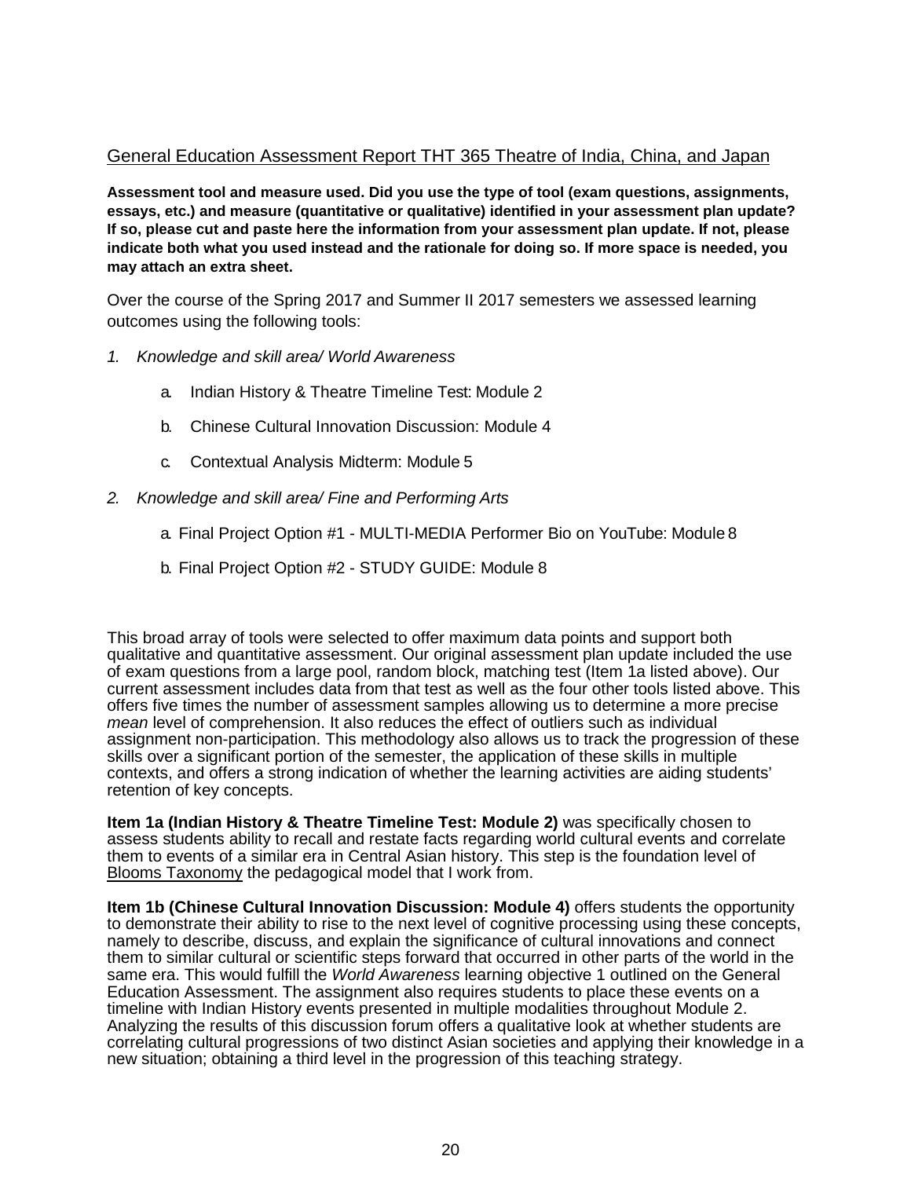General Education Assessment Report THT 365 Theatre of India, China, and Japan

**Assessment tool and measure used. Did you use the type of tool (exam questions, assignments, essays, etc.) and measure (quantitative or qualitative) identified in your assessment plan update? If so, please cut and paste here the information from your assessment plan update. If not, please indicate both what you used instead and the rationale for doing so. If more space is needed, you may attach an extra sheet.**

Over the course of the Spring 2017 and Summer II 2017 semesters we assessed learning outcomes using the following tools:

1. *Knowledge and skill area/ World Awareness*
    a. Indian History & Theatre Timeline Test: Module 2
    b. Chinese Cultural Innovation Discussion: Module 4
    c. Contextual Analysis Midterm: Module 5
2. *Knowledge and skill area/ Fine and Performing Arts*
    a. Final Project Option #1 - MULTI-MEDIA Performer Bio on YouTube: Module 8
    b. Final Project Option #2 - STUDY GUIDE: Module 8

This broad array of tools were selected to offer maximum data points and support both qualitative and quantitative assessment. Our original assessment plan update included the use of exam questions from a large pool, random block, matching test (Item 1a listed above). Our current assessment includes data from that test as well as the four other tools listed above. This offers five times the number of assessment samples allowing us to determine a more precise *mean* level of comprehension. It also reduces the effect of outliers such as individual assignment non-participation. This methodology also allows us to track the progression of these skills over a significant portion of the semester, the application of these skills in multiple contexts, and offers a strong indication of whether the learning activities are aiding students' retention of key concepts.

**Item 1a (Indian History & Theatre Timeline Test: Module 2)** was specifically chosen to assess students ability to recall and restate facts regarding world cultural events and correlate them to events of a similar era in Central Asian history. This step is the foundation level of Blooms Taxonomy the pedagogical model that I work from.

**Item 1b (Chinese Cultural Innovation Discussion: Module 4)** offers students the opportunity to demonstrate their ability to rise to the next level of cognitive processing using these concepts, namely to describe, discuss, and explain the significance of cultural innovations and connect them to similar cultural or scientific steps forward that occurred in other parts of the world in the same era. This would fulfill the *World Awareness* learning objective 1 outlined on the General Education Assessment. The assignment also requires students to place these events on a timeline with Indian History events presented in multiple modalities throughout Module 2. Analyzing the results of this discussion forum offers a qualitative look at whether students are correlating cultural progressions of two distinct Asian societies and applying their knowledge in a new situation; obtaining a third level in the progression of this teaching strategy.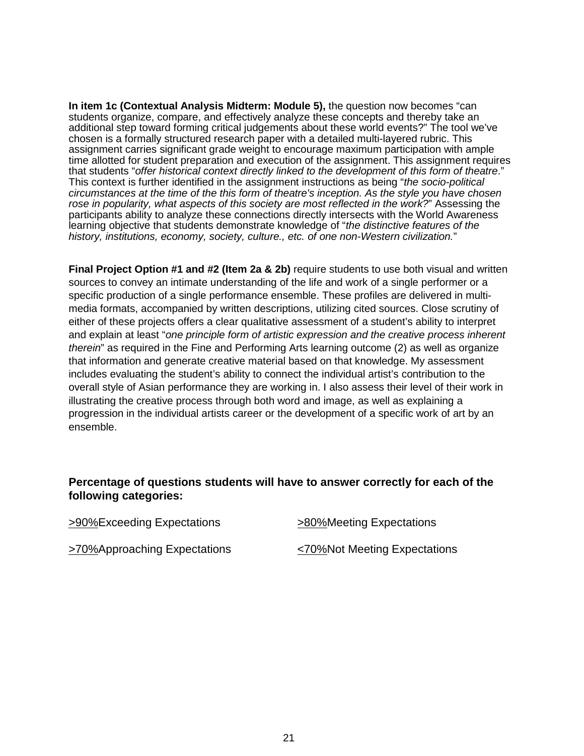**In item 1c (Contextual Analysis Midterm: Module 5),** the question now becomes "can students organize, compare, and effectively analyze these concepts and thereby take an additional step toward forming critical judgements about these world events?" The tool we've chosen is a formally structured research paper with a detailed multi-layered rubric. This assignment carries significant grade weight to encourage maximum participation with ample time allotted for student preparation and execution of the assignment. This assignment requires that students "*offer historical context directly linked to the development of this form of theatre*." This context is further identified in the assignment instructions as being "*the socio-political circumstances at the time of the this form of theatre's inception. As the style you have chosen rose in popularity, what aspects of this society are most reflected in the work?*" Assessing the participants ability to analyze these connections directly intersects with the World Awareness learning objective that students demonstrate knowledge of "*the distinctive features of the history, institutions, economy, society, culture., etc. of one non-Western civilization.*"

**Final Project Option #1 and #2 (Item 2a & 2b)** require students to use both visual and written sources to convey an intimate understanding of the life and work of a single performer or a specific production of a single performance ensemble. These profiles are delivered in multi-media formats, accompanied by written descriptions, utilizing cited sources. Close scrutiny of either of these projects offers a clear qualitative assessment of a student's ability to interpret and explain at least "*one principle form of artistic expression and the creative process inherent therein*" as required in the Fine and Performing Arts learning outcome (2) as well as organize that information and generate creative material based on that knowledge. My assessment includes evaluating the student's ability to connect the individual artist's contribution to the overall style of Asian performance they are working in. I also assess their level of their work in illustrating the creative process through both word and image, as well as explaining a progression in the individual artists career or the development of a specific work of art by an ensemble.

### Percentage of questions students will have to answer correctly for each of the following categories:

>90%Exceeding Expectations

>80%Meeting Expectations

>70%Approaching Expectations

<70%Not Meeting Expectations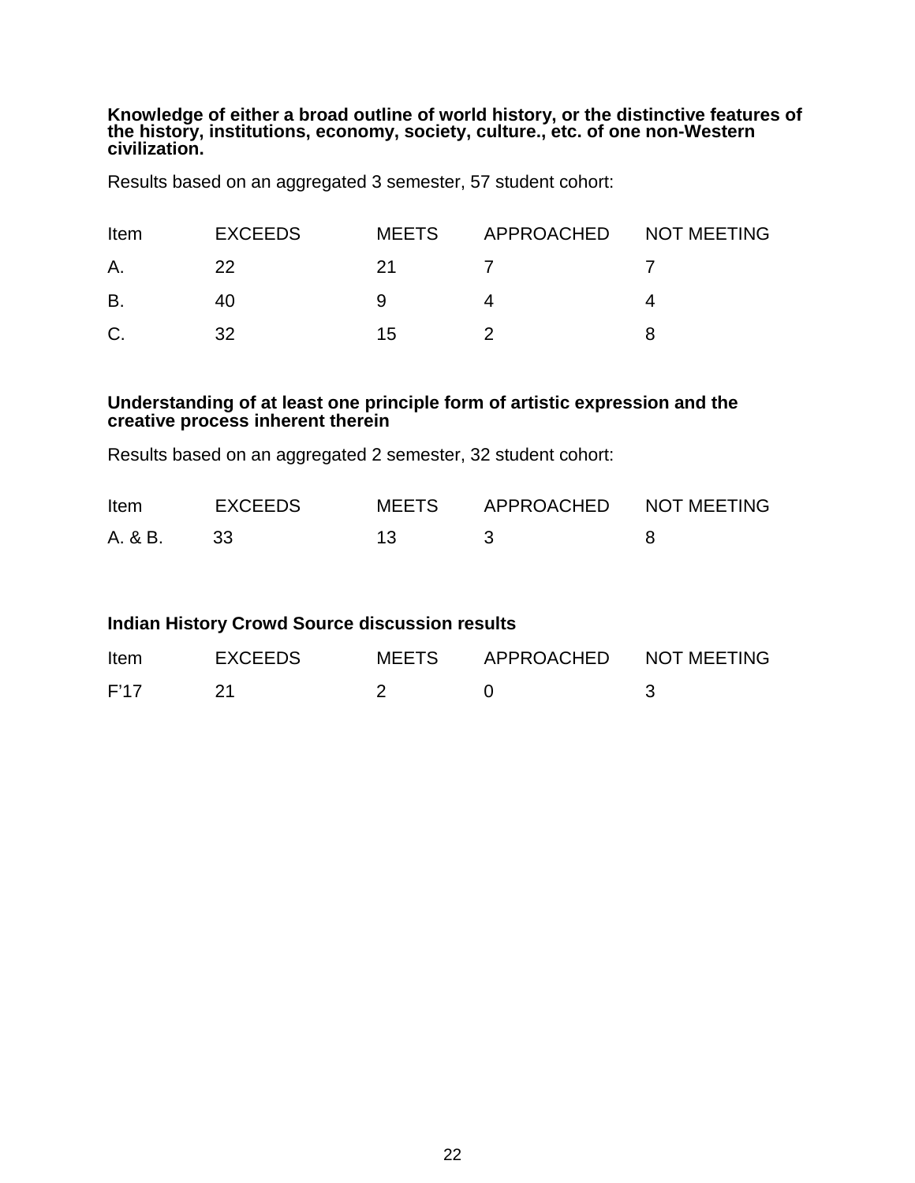**Knowledge of either a broad outline of world history, or the distinctive features of the history, institutions, economy, society, culture., etc. of one non-Western civilization.**

Results based on an aggregated 3 semester, 57 student cohort:

| Item | EXCEEDS | MEETS | APPROACHED | NOT MEETING |
| --- | --- | --- | --- | --- |
| A. | 22 | 21 | 7 | 7 |
| B. | 40 | 9 | 4 | 4 |
| C. | 32 | 15 | 2 | 8 |

**Understanding of at least one principle form of artistic expression and the creative process inherent therein**

Results based on an aggregated 2 semester, 32 student cohort:

| Item | EXCEEDS | MEETS | APPROACHED | NOT MEETING |
| --- | --- | --- | --- | --- |
| A. & B. | 33 | 13 | 3 | 8 |

**Indian History Crowd Source discussion results**

| Item | EXCEEDS | MEETS | APPROACHED | NOT MEETING |
| --- | --- | --- | --- | --- |
| F'17 | 21 | 2 | 0 | 3 |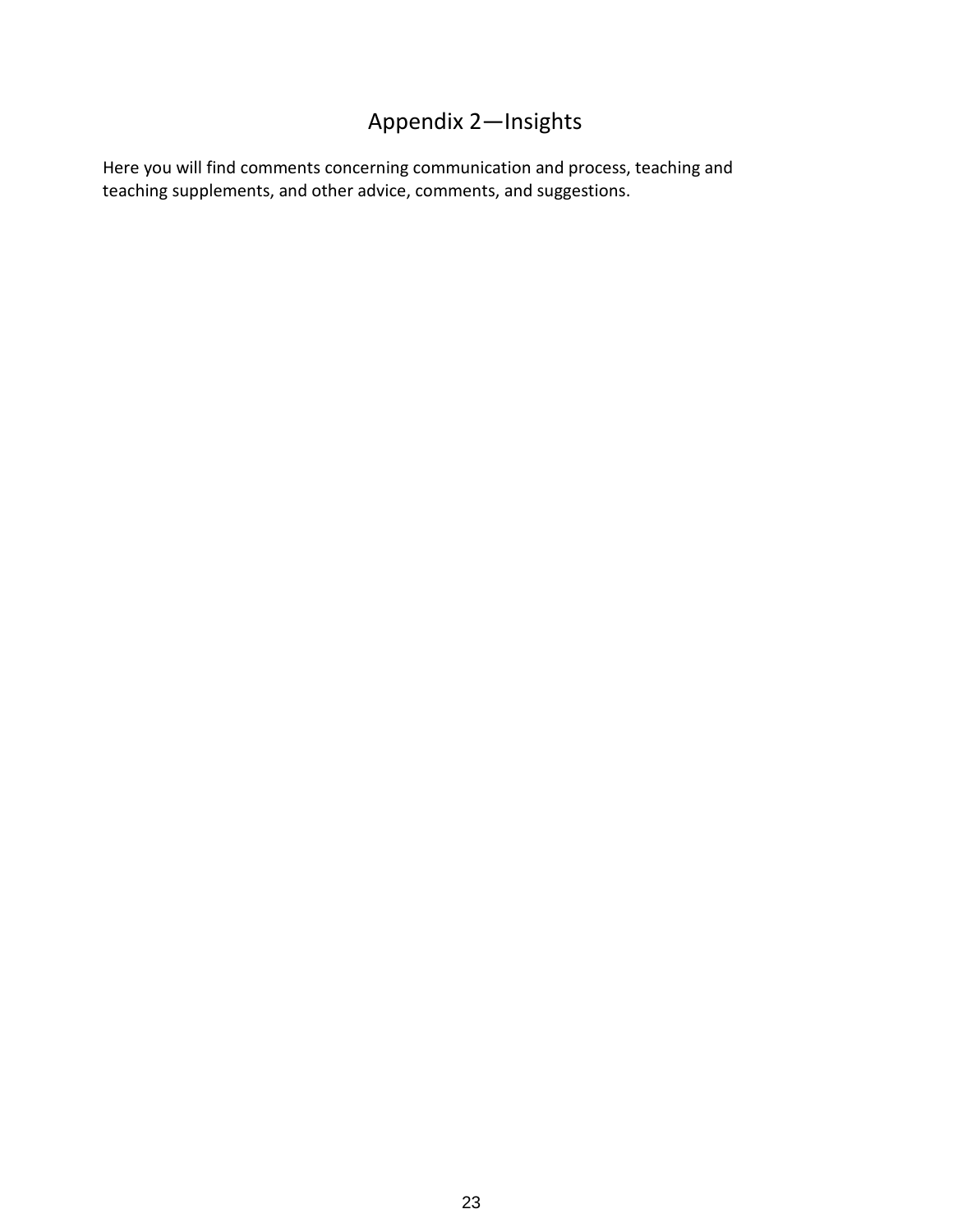# Appendix 2—Insights

Here you will find comments concerning communication and process, teaching and teaching supplements, and other advice, comments, and suggestions.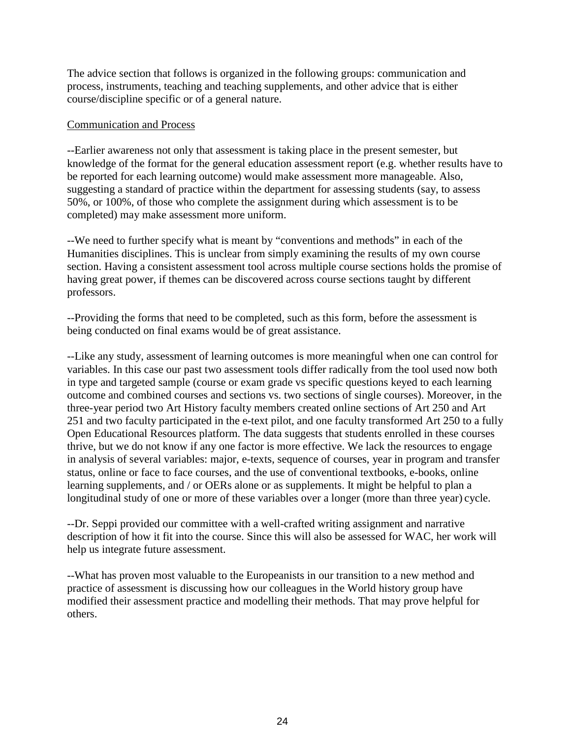The advice section that follows is organized in the following groups: communication and process, instruments, teaching and teaching supplements, and other advice that is either course/discipline specific or of a general nature.

Communication and Process

--Earlier awareness not only that assessment is taking place in the present semester, but knowledge of the format for the general education assessment report (e.g. whether results have to be reported for each learning outcome) would make assessment more manageable. Also, suggesting a standard of practice within the department for assessing students (say, to assess 50%, or 100%, of those who complete the assignment during which assessment is to be completed) may make assessment more uniform.

--We need to further specify what is meant by "conventions and methods" in each of the Humanities disciplines. This is unclear from simply examining the results of my own course section. Having a consistent assessment tool across multiple course sections holds the promise of having great power, if themes can be discovered across course sections taught by different professors.

--Providing the forms that need to be completed, such as this form, before the assessment is being conducted on final exams would be of great assistance.

--Like any study, assessment of learning outcomes is more meaningful when one can control for variables. In this case our past two assessment tools differ radically from the tool used now both in type and targeted sample (course or exam grade vs specific questions keyed to each learning outcome and combined courses and sections vs. two sections of single courses). Moreover, in the three-year period two Art History faculty members created online sections of Art 250 and Art 251 and two faculty participated in the e-text pilot, and one faculty transformed Art 250 to a fully Open Educational Resources platform. The data suggests that students enrolled in these courses thrive, but we do not know if any one factor is more effective. We lack the resources to engage in analysis of several variables: major, e-texts, sequence of courses, year in program and transfer status, online or face to face courses, and the use of conventional textbooks, e-books, online learning supplements, and / or OERs alone or as supplements. It might be helpful to plan a longitudinal study of one or more of these variables over a longer (more than three year) cycle.

--Dr. Seppi provided our committee with a well-crafted writing assignment and narrative description of how it fit into the course. Since this will also be assessed for WAC, her work will help us integrate future assessment.

--What has proven most valuable to the Europeanists in our transition to a new method and practice of assessment is discussing how our colleagues in the World history group have modified their assessment practice and modelling their methods. That may prove helpful for others.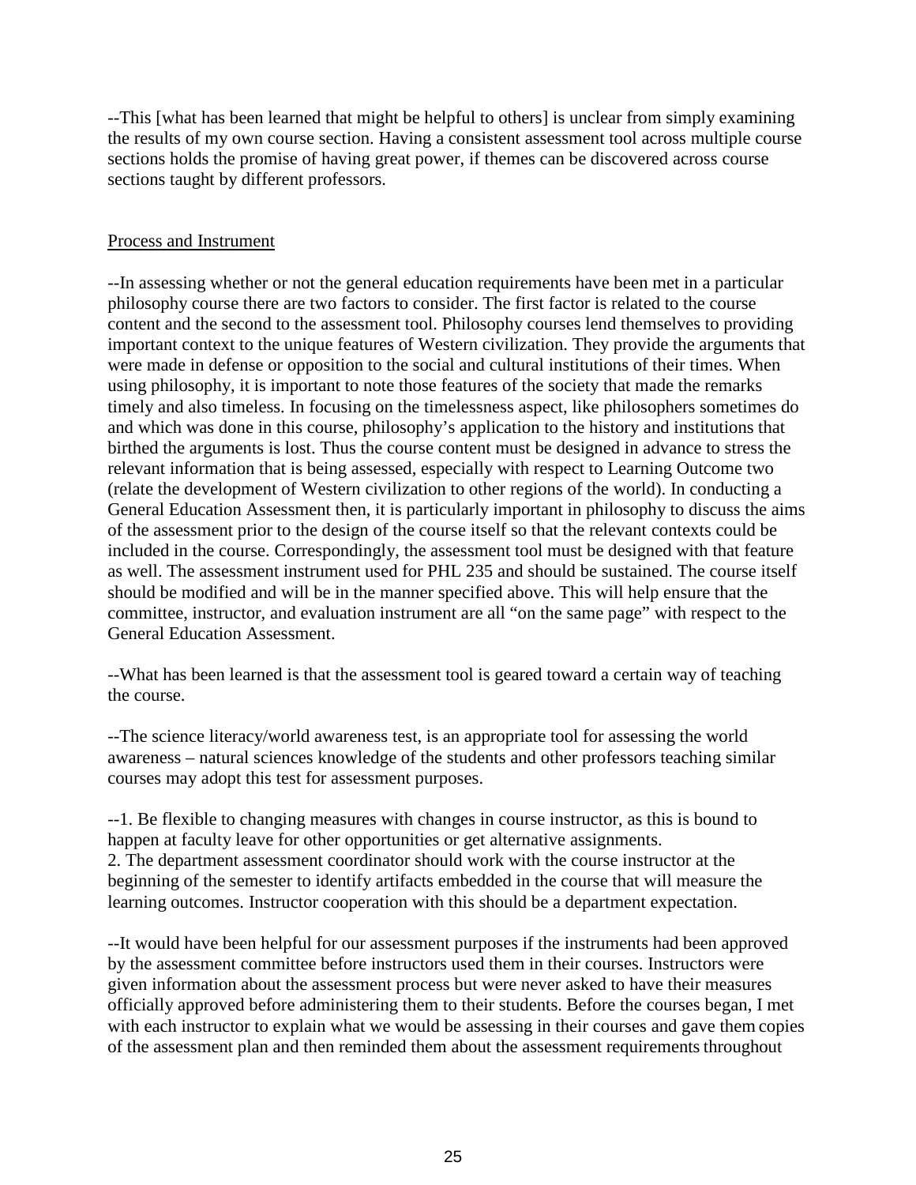--This [what has been learned that might be helpful to others] is unclear from simply examining the results of my own course section. Having a consistent assessment tool across multiple course sections holds the promise of having great power, if themes can be discovered across course sections taught by different professors.

<u>Process and Instrument</u>

--In assessing whether or not the general education requirements have been met in a particular philosophy course there are two factors to consider. The first factor is related to the course content and the second to the assessment tool. Philosophy courses lend themselves to providing important context to the unique features of Western civilization. They provide the arguments that were made in defense or opposition to the social and cultural institutions of their times. When using philosophy, it is important to note those features of the society that made the remarks timely and also timeless. In focusing on the timelessness aspect, like philosophers sometimes do and which was done in this course, philosophy's application to the history and institutions that birthed the arguments is lost. Thus the course content must be designed in advance to stress the relevant information that is being assessed, especially with respect to Learning Outcome two (relate the development of Western civilization to other regions of the world). In conducting a General Education Assessment then, it is particularly important in philosophy to discuss the aims of the assessment prior to the design of the course itself so that the relevant contexts could be included in the course. Correspondingly, the assessment tool must be designed with that feature as well. The assessment instrument used for PHL 235 and should be sustained. The course itself should be modified and will be in the manner specified above. This will help ensure that the committee, instructor, and evaluation instrument are all "on the same page" with respect to the General Education Assessment.

--What has been learned is that the assessment tool is geared toward a certain way of teaching the course.

--The science literacy/world awareness test, is an appropriate tool for assessing the world awareness – natural sciences knowledge of the students and other professors teaching similar courses may adopt this test for assessment purposes.

--1. Be flexible to changing measures with changes in course instructor, as this is bound to happen at faculty leave for other opportunities or get alternative assignments.
2. The department assessment coordinator should work with the course instructor at the beginning of the semester to identify artifacts embedded in the course that will measure the learning outcomes. Instructor cooperation with this should be a department expectation.

--It would have been helpful for our assessment purposes if the instruments had been approved by the assessment committee before instructors used them in their courses. Instructors were given information about the assessment process but were never asked to have their measures officially approved before administering them to their students. Before the courses began, I met with each instructor to explain what we would be assessing in their courses and gave them copies of the assessment plan and then reminded them about the assessment requirements throughout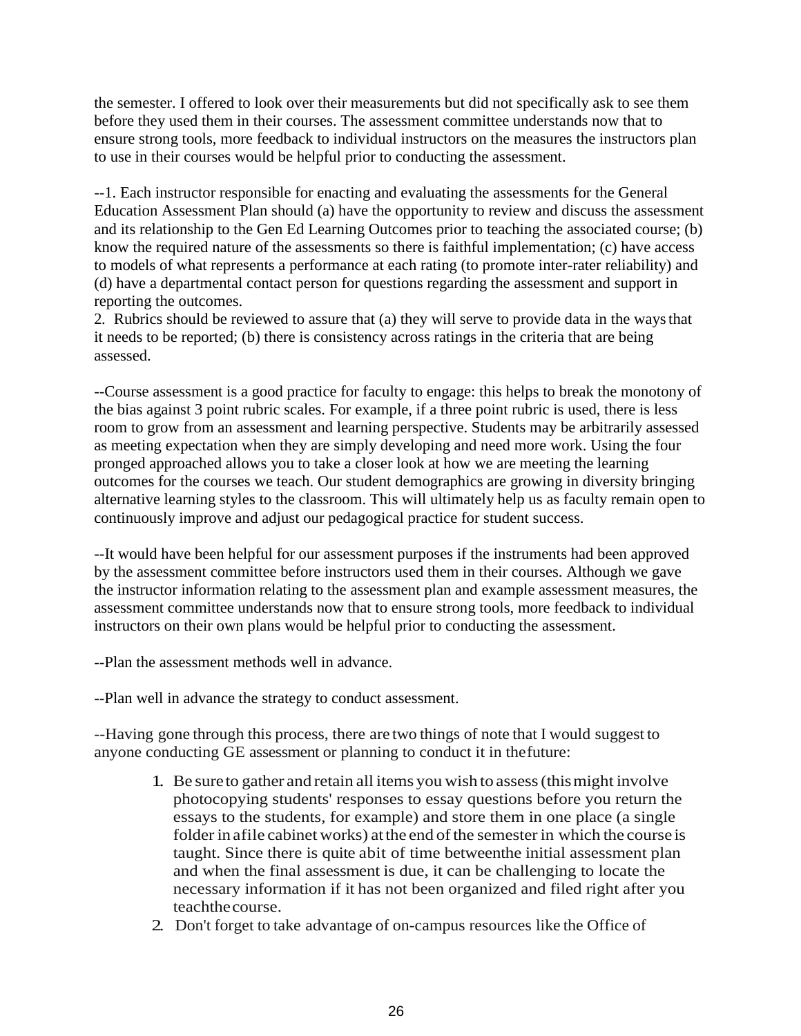the semester. I offered to look over their measurements but did not specifically ask to see them before they used them in their courses. The assessment committee understands now that to ensure strong tools, more feedback to individual instructors on the measures the instructors plan to use in their courses would be helpful prior to conducting the assessment.

--1. Each instructor responsible for enacting and evaluating the assessments for the General Education Assessment Plan should (a) have the opportunity to review and discuss the assessment and its relationship to the Gen Ed Learning Outcomes prior to teaching the associated course; (b) know the required nature of the assessments so there is faithful implementation; (c) have access to models of what represents a performance at each rating (to promote inter-rater reliability) and (d) have a departmental contact person for questions regarding the assessment and support in reporting the outcomes.
2. Rubrics should be reviewed to assure that (a) they will serve to provide data in the ways that it needs to be reported; (b) there is consistency across ratings in the criteria that are being assessed.

--Course assessment is a good practice for faculty to engage: this helps to break the monotony of the bias against 3 point rubric scales. For example, if a three point rubric is used, there is less room to grow from an assessment and learning perspective. Students may be arbitrarily assessed as meeting expectation when they are simply developing and need more work. Using the four pronged approached allows you to take a closer look at how we are meeting the learning outcomes for the courses we teach. Our student demographics are growing in diversity bringing alternative learning styles to the classroom. This will ultimately help us as faculty remain open to continuously improve and adjust our pedagogical practice for student success.

--It would have been helpful for our assessment purposes if the instruments had been approved by the assessment committee before instructors used them in their courses. Although we gave the instructor information relating to the assessment plan and example assessment measures, the assessment committee understands now that to ensure strong tools, more feedback to individual instructors on their own plans would be helpful prior to conducting the assessment.

--Plan the assessment methods well in advance.

--Plan well in advance the strategy to conduct assessment.

--Having gone through this process, there are two things of note that I would suggest to anyone conducting GE assessment or planning to conduct it in the future:

1. Be sure to gather and retain all items you wish to assess (this might involve photocopying students' responses to essay questions before you return the essays to the students, for example) and store them in one place (a single folder in a file cabinet works) at the end of the semester in which the course is taught. Since there is quite a bit of time between the initial assessment plan and when the final assessment is due, it can be challenging to locate the necessary information if it has not been organized and filed right after you teach the course.
2. Don't forget to take advantage of on-campus resources like the Office of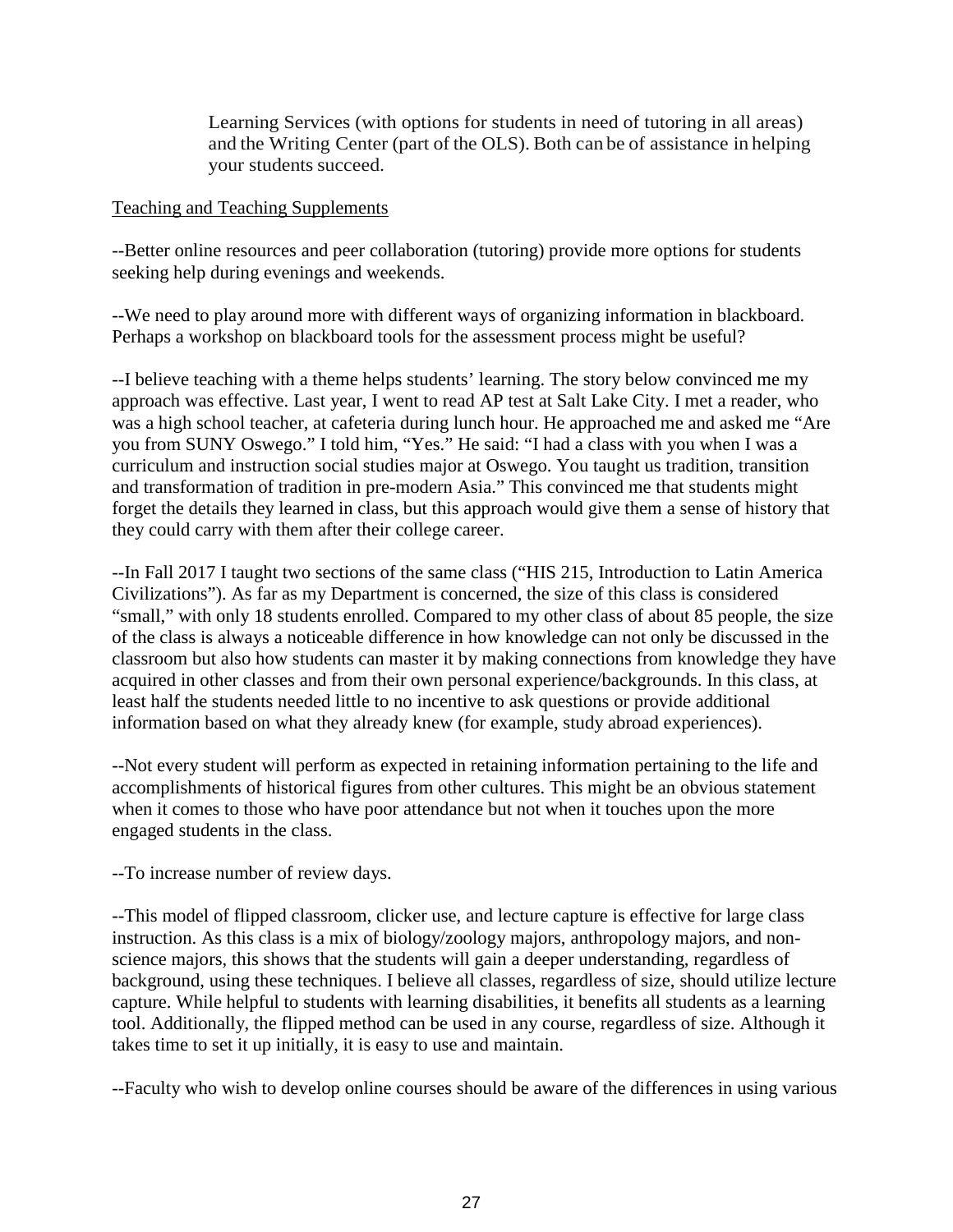Learning Services (with options for students in need of tutoring in all areas) and the Writing Center (part of the OLS). Both can be of assistance in helping your students succeed.

Teaching and Teaching Supplements

--Better online resources and peer collaboration (tutoring) provide more options for students seeking help during evenings and weekends.

--We need to play around more with different ways of organizing information in blackboard. Perhaps a workshop on blackboard tools for the assessment process might be useful?

--I believe teaching with a theme helps students' learning. The story below convinced me my approach was effective. Last year, I went to read AP test at Salt Lake City. I met a reader, who was a high school teacher, at cafeteria during lunch hour. He approached me and asked me "Are you from SUNY Oswego." I told him, "Yes." He said: "I had a class with you when I was a curriculum and instruction social studies major at Oswego. You taught us tradition, transition and transformation of tradition in pre-modern Asia." This convinced me that students might forget the details they learned in class, but this approach would give them a sense of history that they could carry with them after their college career.

--In Fall 2017 I taught two sections of the same class ("HIS 215, Introduction to Latin America Civilizations"). As far as my Department is concerned, the size of this class is considered "small," with only 18 students enrolled. Compared to my other class of about 85 people, the size of the class is always a noticeable difference in how knowledge can not only be discussed in the classroom but also how students can master it by making connections from knowledge they have acquired in other classes and from their own personal experience/backgrounds. In this class, at least half the students needed little to no incentive to ask questions or provide additional information based on what they already knew (for example, study abroad experiences).

--Not every student will perform as expected in retaining information pertaining to the life and accomplishments of historical figures from other cultures. This might be an obvious statement when it comes to those who have poor attendance but not when it touches upon the more engaged students in the class.

--To increase number of review days.

--This model of flipped classroom, clicker use, and lecture capture is effective for large class instruction. As this class is a mix of biology/zoology majors, anthropology majors, and non-science majors, this shows that the students will gain a deeper understanding, regardless of background, using these techniques. I believe all classes, regardless of size, should utilize lecture capture. While helpful to students with learning disabilities, it benefits all students as a learning tool. Additionally, the flipped method can be used in any course, regardless of size. Although it takes time to set it up initially, it is easy to use and maintain.

--Faculty who wish to develop online courses should be aware of the differences in using various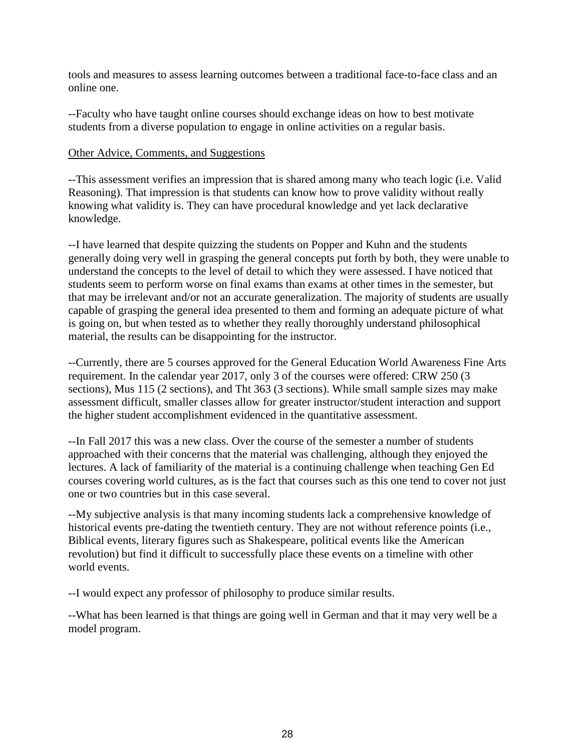tools and measures to assess learning outcomes between a traditional face-to-face class and an online one.

--Faculty who have taught online courses should exchange ideas on how to best motivate students from a diverse population to engage in online activities on a regular basis.

<u>Other Advice, Comments, and Suggestions</u>

--This assessment verifies an impression that is shared among many who teach logic (i.e. Valid Reasoning). That impression is that students can know how to prove validity without really knowing what validity is. They can have procedural knowledge and yet lack declarative knowledge.

--I have learned that despite quizzing the students on Popper and Kuhn and the students generally doing very well in grasping the general concepts put forth by both, they were unable to understand the concepts to the level of detail to which they were assessed. I have noticed that students seem to perform worse on final exams than exams at other times in the semester, but that may be irrelevant and/or not an accurate generalization. The majority of students are usually capable of grasping the general idea presented to them and forming an adequate picture of what is going on, but when tested as to whether they really thoroughly understand philosophical material, the results can be disappointing for the instructor.

--Currently, there are 5 courses approved for the General Education World Awareness Fine Arts requirement. In the calendar year 2017, only 3 of the courses were offered: CRW 250 (3 sections), Mus 115 (2 sections), and Tht 363 (3 sections). While small sample sizes may make assessment difficult, smaller classes allow for greater instructor/student interaction and support the higher student accomplishment evidenced in the quantitative assessment.

--In Fall 2017 this was a new class. Over the course of the semester a number of students approached with their concerns that the material was challenging, although they enjoyed the lectures. A lack of familiarity of the material is a continuing challenge when teaching Gen Ed courses covering world cultures, as is the fact that courses such as this one tend to cover not just one or two countries but in this case several.

--My subjective analysis is that many incoming students lack a comprehensive knowledge of historical events pre-dating the twentieth century. They are not without reference points (i.e., Biblical events, literary figures such as Shakespeare, political events like the American revolution) but find it difficult to successfully place these events on a timeline with other world events.

--I would expect any professor of philosophy to produce similar results.

--What has been learned is that things are going well in German and that it may very well be a model program.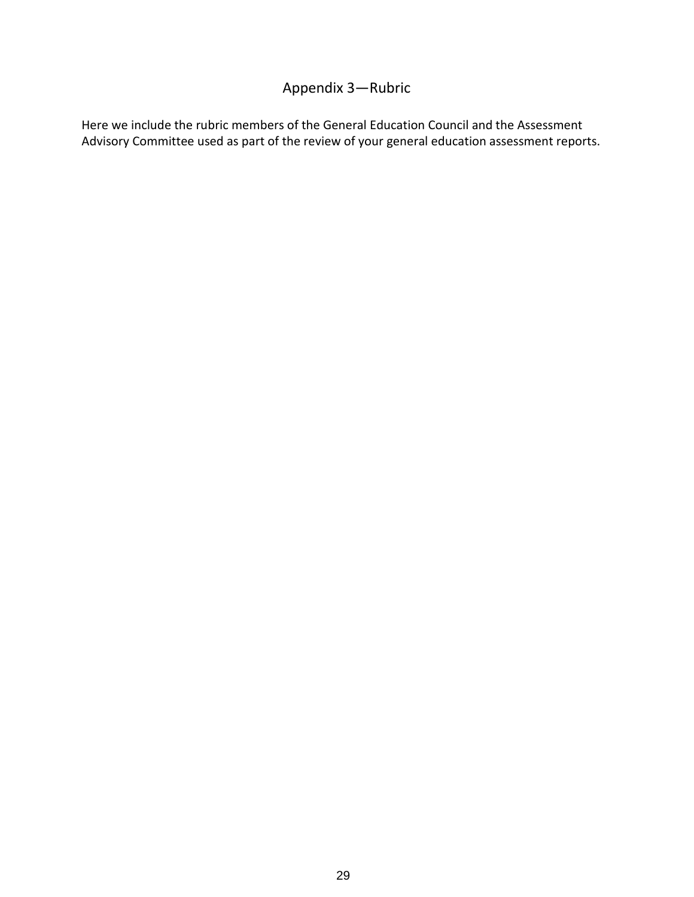# Appendix 3—Rubric

Here we include the rubric members of the General Education Council and the Assessment Advisory Committee used as part of the review of your general education assessment reports.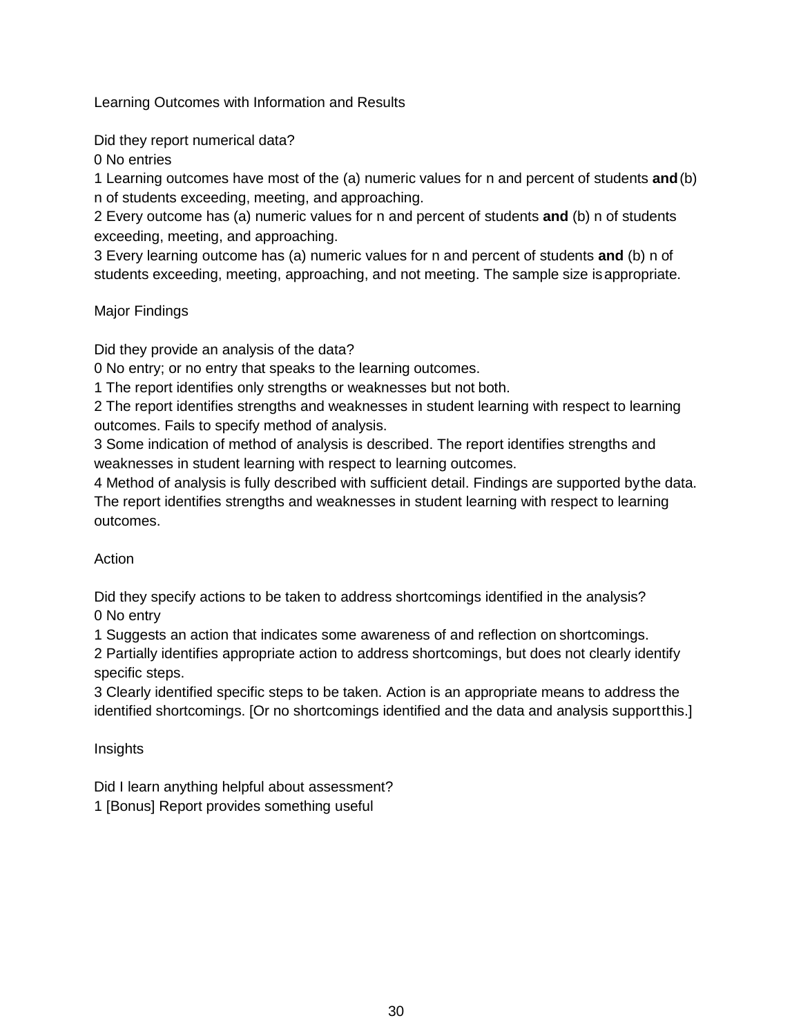Learning Outcomes with Information and Results

Did they report numerical data?

0 No entries

1 Learning outcomes have most of the (a) numeric values for n and percent of students **and** (b) n of students exceeding, meeting, and approaching.

2 Every outcome has (a) numeric values for n and percent of students **and** (b) n of students exceeding, meeting, and approaching.

3 Every learning outcome has (a) numeric values for n and percent of students **and** (b) n of students exceeding, meeting, approaching, and not meeting. The sample size is appropriate.

Major Findings

Did they provide an analysis of the data?

0 No entry; or no entry that speaks to the learning outcomes.

1 The report identifies only strengths or weaknesses but not both.

2 The report identifies strengths and weaknesses in student learning with respect to learning outcomes. Fails to specify method of analysis.

3 Some indication of method of analysis is described. The report identifies strengths and weaknesses in student learning with respect to learning outcomes.

4 Method of analysis is fully described with sufficient detail. Findings are supported by the data. The report identifies strengths and weaknesses in student learning with respect to learning outcomes.

Action

Did they specify actions to be taken to address shortcomings identified in the analysis?

0 No entry

1 Suggests an action that indicates some awareness of and reflection on shortcomings.

2 Partially identifies appropriate action to address shortcomings, but does not clearly identify specific steps.

3 Clearly identified specific steps to be taken. Action is an appropriate means to address the identified shortcomings. [Or no shortcomings identified and the data and analysis support this.]

Insights

Did I learn anything helpful about assessment?

1 [Bonus] Report provides something useful